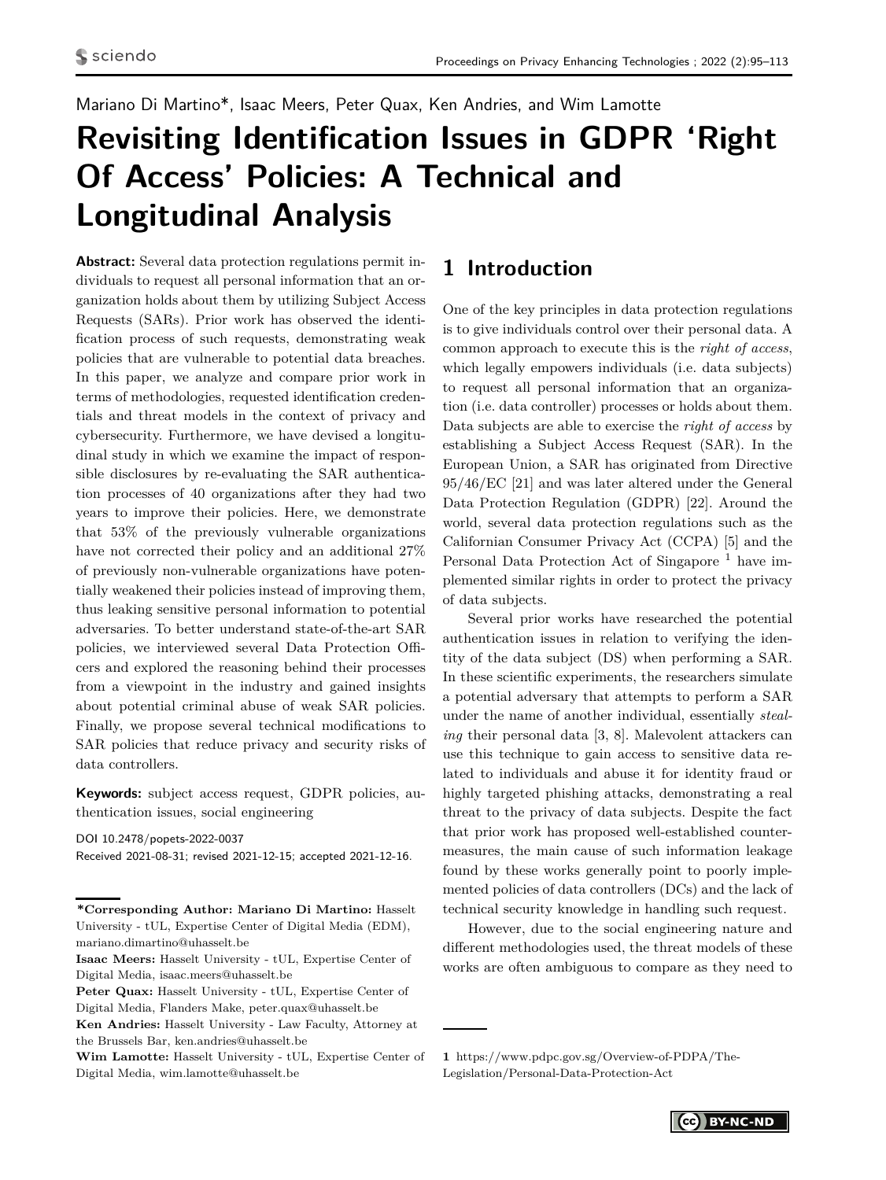Mariano Di Martino*, Isaac Meers, Peter Quax, Ken Andries, and Wim Lamotte

# Revisiting Identification Issues in GDPR 'Right Of Access' Policies: A Technical and Longitudinal Analysis

**Abstract:** Several data protection regulations permit individuals to request all personal information that an organization holds about them by utilizing Subject Access Requests (SARs). Prior work has observed the identification process of such requests, demonstrating weak policies that are vulnerable to potential data breaches. In this paper, we analyze and compare prior work in terms of methodologies, requested identification credentials and threat models in the context of privacy and cybersecurity. Furthermore, we have devised a longitudinal study in which we examine the impact of responsible disclosures by re-evaluating the SAR authentication processes of 40 organizations after they had two years to improve their policies. Here, we demonstrate that 53% of the previously vulnerable organizations have not corrected their policy and an additional 27% of previously non-vulnerable organizations have potentially weakened their policies instead of improving them, thus leaking sensitive personal information to potential adversaries. To better understand state-of-the-art SAR policies, we interviewed several Data Protection Officers and explored the reasoning behind their processes from a viewpoint in the industry and gained insights about potential criminal abuse of weak SAR policies. Finally, we propose several technical modifications to SAR policies that reduce privacy and security risks of data controllers.

**Keywords:** subject access request, GDPR policies, authentication issues, social engineering

DOI 10.2478/popets-2022-0037
Received 2021-08-31; revised 2021-12-15; accepted 2021-12-16.

**\*Corresponding Author: Mariano Di Martino:** Hasselt University - tUL, Expertise Center of Digital Media (EDM), mariano.dimartino@uhasselt.be

**Isaac Meers:** Hasselt University - tUL, Expertise Center of Digital Media, isaac.meers@uhasselt.be

**Peter Quax:** Hasselt University - tUL, Expertise Center of Digital Media, Flanders Make, peter.quax@uhasselt.be

**Ken Andries:** Hasselt University - Law Faculty, Attorney at the Brussels Bar, ken.andries@uhasselt.be

**Wim Lamotte:** Hasselt University - tUL, Expertise Center of Digital Media, wim.lamotte@uhasselt.be

## 1 Introduction

One of the key principles in data protection regulations is to give individuals control over their personal data. A common approach to execute this is the *right of access*, which legally empowers individuals (i.e. data subjects) to request all personal information that an organization (i.e. data controller) processes or holds about them. Data subjects are able to exercise the *right of access* by establishing a Subject Access Request (SAR). In the European Union, a SAR has originated from Directive 95/46/EC [21] and was later altered under the General Data Protection Regulation (GDPR) [22]. Around the world, several data protection regulations such as the Californian Consumer Privacy Act (CCPA) [5] and the Personal Data Protection Act of Singapore [1] have implemented similar rights in order to protect the privacy of data subjects.

Several prior works have researched the potential authentication issues in relation to verifying the identity of the data subject (DS) when performing a SAR. In these scientific experiments, the researchers simulate a potential adversary that attempts to perform a SAR under the name of another individual, essentially *stealing* their personal data [3, 8]. Malevolent attackers can use this technique to gain access to sensitive data related to individuals and abuse it for identity fraud or highly targeted phishing attacks, demonstrating a real threat to the privacy of data subjects. Despite the fact that prior work has proposed well-established countermeasures, the main cause of such information leakage found by these works generally point to poorly implemented policies of data controllers (DCs) and the lack of technical security knowledge in handling such request.

However, due to the social engineering nature and different methodologies used, the threat models of these works are often ambiguous to compare as they need to

1 https://www.pdpc.gov.sg/Overview-of-PDPA/The-Legislation/Personal-Data-Protection-Act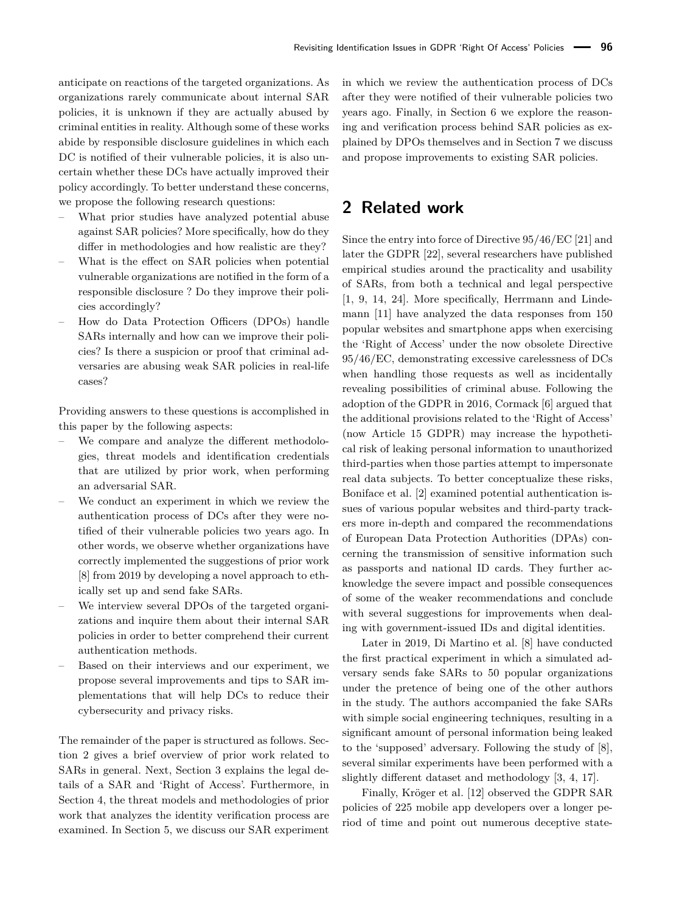anticipate on reactions of the targeted organizations. As organizations rarely communicate about internal SAR policies, it is unknown if they are actually abused by criminal entities in reality. Although some of these works abide by responsible disclosure guidelines in which each DC is notified of their vulnerable policies, it is also uncertain whether these DCs have actually improved their policy accordingly. To better understand these concerns, we propose the following research questions:

- What prior studies have analyzed potential abuse against SAR policies? More specifically, how do they differ in methodologies and how realistic are they?
- What is the effect on SAR policies when potential vulnerable organizations are notified in the form of a responsible disclosure ? Do they improve their policies accordingly?
- How do Data Protection Officers (DPOs) handle SARs internally and how can we improve their policies? Is there a suspicion or proof that criminal adversaries are abusing weak SAR policies in real-life cases?

Providing answers to these questions is accomplished in this paper by the following aspects:

- We compare and analyze the different methodologies, threat models and identification credentials that are utilized by prior work, when performing an adversarial SAR.
- We conduct an experiment in which we review the authentication process of DCs after they were notified of their vulnerable policies two years ago. In other words, we observe whether organizations have correctly implemented the suggestions of prior work [8] from 2019 by developing a novel approach to ethically set up and send fake SARs.
- We interview several DPOs of the targeted organizations and inquire them about their internal SAR policies in order to better comprehend their current authentication methods.
- Based on their interviews and our experiment, we propose several improvements and tips to SAR implementations that will help DCs to reduce their cybersecurity and privacy risks.

The remainder of the paper is structured as follows. Section 2 gives a brief overview of prior work related to SARs in general. Next, Section 3 explains the legal details of a SAR and 'Right of Access'. Furthermore, in Section 4, the threat models and methodologies of prior work that analyzes the identity verification process are examined. In Section 5, we discuss our SAR experiment in which we review the authentication process of DCs after they were notified of their vulnerable policies two years ago. Finally, in Section 6 we explore the reasoning and verification process behind SAR policies as explained by DPOs themselves and in Section 7 we discuss and propose improvements to existing SAR policies.

## 2 Related work

Since the entry into force of Directive 95/46/EC [21] and later the GDPR [22], several researchers have published empirical studies around the practicality and usability of SARs, from both a technical and legal perspective [1, 9, 14, 24]. More specifically, Herrmann and Lindemann [11] have analyzed the data responses from 150 popular websites and smartphone apps when exercising the 'Right of Access' under the now obsolete Directive 95/46/EC, demonstrating excessive carelessness of DCs when handling those requests as well as incidentally revealing possibilities of criminal abuse. Following the adoption of the GDPR in 2016, Cormack [6] argued that the additional provisions related to the 'Right of Access' (now Article 15 GDPR) may increase the hypothetical risk of leaking personal information to unauthorized third-parties when those parties attempt to impersonate real data subjects. To better conceptualize these risks, Boniface et al. [2] examined potential authentication issues of various popular websites and third-party trackers more in-depth and compared the recommendations of European Data Protection Authorities (DPAs) concerning the transmission of sensitive information such as passports and national ID cards. They further acknowledge the severe impact and possible consequences of some of the weaker recommendations and conclude with several suggestions for improvements when dealing with government-issued IDs and digital identities.

Later in 2019, Di Martino et al. [8] have conducted the first practical experiment in which a simulated adversary sends fake SARs to 50 popular organizations under the pretence of being one of the other authors in the study. The authors accompanied the fake SARs with simple social engineering techniques, resulting in a significant amount of personal information being leaked to the 'supposed' adversary. Following the study of [8], several similar experiments have been performed with a slightly different dataset and methodology [3, 4, 17].

Finally, Kröger et al. [12] observed the GDPR SAR policies of 225 mobile app developers over a longer period of time and point out numerous deceptive state-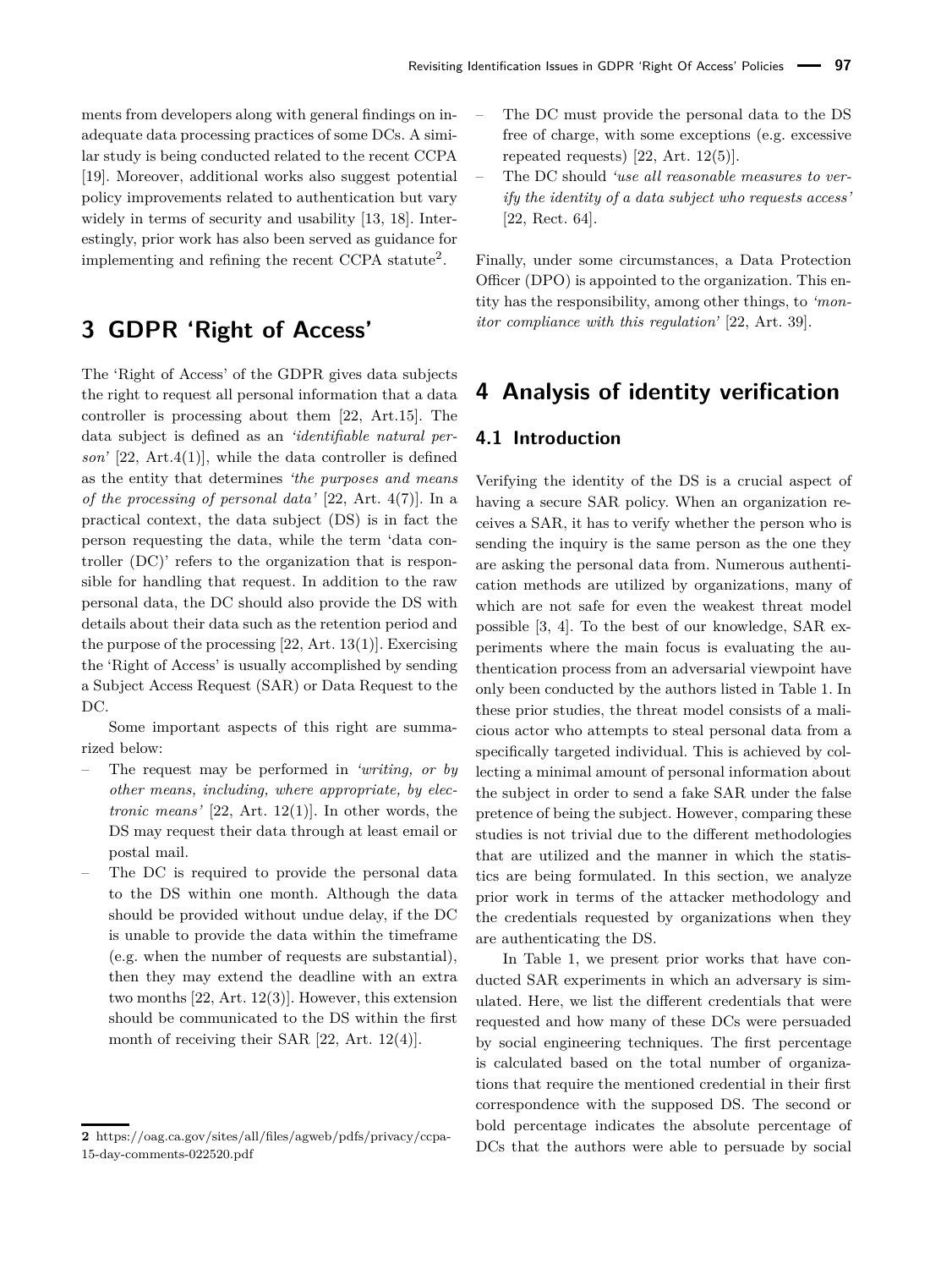ments from developers along with general findings on inadequate data processing practices of some DCs. A similar study is being conducted related to the recent CCPA [19]. Moreover, additional works also suggest potential policy improvements related to authentication but vary widely in terms of security and usability [13, 18]. Interestingly, prior work has also been served as guidance for implementing and refining the recent CCPA statute[2].

## 3 GDPR 'Right of Access'

The 'Right of Access' of the GDPR gives data subjects the right to request all personal information that a data controller is processing about them [22, Art.15]. The data subject is defined as an *'identifiable natural person'* [22, Art.4(1)], while the data controller is defined as the entity that determines *'the purposes and means of the processing of personal data'* [22, Art. 4(7)]. In a practical context, the data subject (DS) is in fact the person requesting the data, while the term 'data controller (DC)' refers to the organization that is responsible for handling that request. In addition to the raw personal data, the DC should also provide the DS with details about their data such as the retention period and the purpose of the processing [22, Art. 13(1)]. Exercising the 'Right of Access' is usually accomplished by sending a Subject Access Request (SAR) or Data Request to the DC.

Some important aspects of this right are summarized below:

- The request may be performed in *'writing, or by other means, including, where appropriate, by electronic means'* [22, Art. 12(1)]. In other words, the DS may request their data through at least email or postal mail.
- The DC is required to provide the personal data to the DS within one month. Although the data should be provided without undue delay, if the DC is unable to provide the data within the timeframe (e.g. when the number of requests are substantial), then they may extend the deadline with an extra two months [22, Art. 12(3)]. However, this extension should be communicated to the DS within the first month of receiving their SAR [22, Art. 12(4)].
- The DC must provide the personal data to the DS free of charge, with some exceptions (e.g. excessive repeated requests) [22, Art. 12(5)].
- The DC should *'use all reasonable measures to verify the identity of a data subject who requests access'* [22, Rect. 64].

Finally, under some circumstances, a Data Protection Officer (DPO) is appointed to the organization. This entity has the responsibility, among other things, to *'monitor compliance with this regulation'* [22, Art. 39].

## 4 Analysis of identity verification

### 4.1 Introduction

Verifying the identity of the DS is a crucial aspect of having a secure SAR policy. When an organization receives a SAR, it has to verify whether the person who is sending the inquiry is the same person as the one they are asking the personal data from. Numerous authentication methods are utilized by organizations, many of which are not safe for even the weakest threat model possible [3, 4]. To the best of our knowledge, SAR experiments where the main focus is evaluating the authentication process from an adversarial viewpoint have only been conducted by the authors listed in Table 1. In these prior studies, the threat model consists of a malicious actor who attempts to steal personal data from a specifically targeted individual. This is achieved by collecting a minimal amount of personal information about the subject in order to send a fake SAR under the false pretence of being the subject. However, comparing these studies is not trivial due to the different methodologies that are utilized and the manner in which the statistics are being formulated. In this section, we analyze prior work in terms of the attacker methodology and the credentials requested by organizations when they are authenticating the DS.

In Table 1, we present prior works that have conducted SAR experiments in which an adversary is simulated. Here, we list the different credentials that were requested and how many of these DCs were persuaded by social engineering techniques. The first percentage is calculated based on the total number of organizations that require the mentioned credential in their first correspondence with the supposed DS. The second or bold percentage indicates the absolute percentage of DCs that the authors were able to persuade by social

[2] https://oag.ca.gov/sites/all/files/agweb/pdfs/privacy/ccpa-15-day-comments-022520.pdf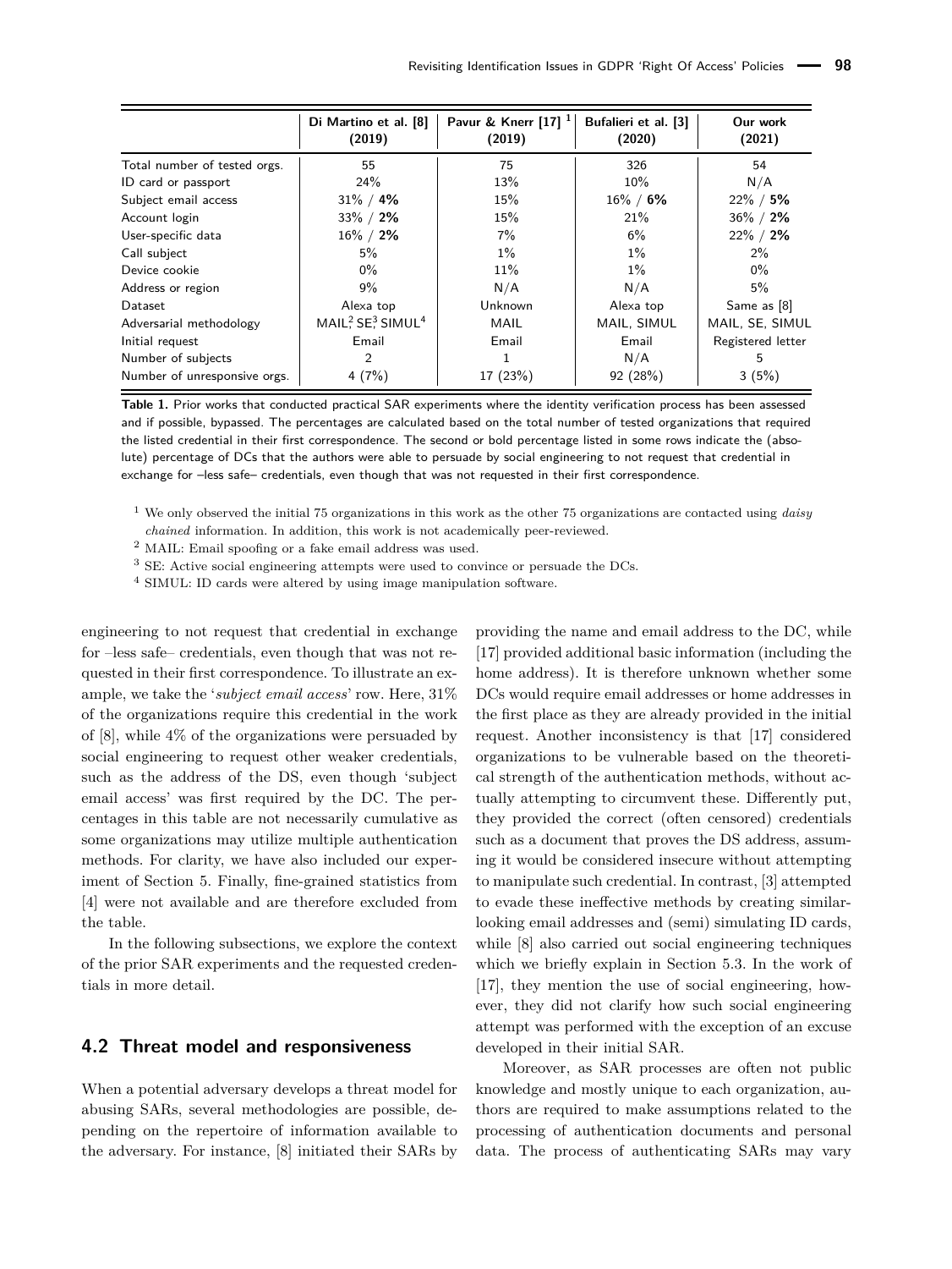|  | Di Martino et al. [8] (2019) | Pavur & Knerr [17] [1] (2019) | Bufalieri et al. [3] (2020) | Our work (2021) |
|---|---|---|---|---|
| Total number of tested orgs. | 55 | 75 | 326 | 54 |
| ID card or passport | 24% | 13% | 10% | N/A |
| Subject email access | 31% / **4%** | 15% | 16% / **6%** | 22% / **5%** |
| Account login | 33% / **2%** | 15% | 21% | 36% / **2%** |
| User-specific data | 16% / **2%** | 7% | 6% | 22% / **2%** |
| Call subject | 5% | 1% | 1% | 2% |
| Device cookie | 0% | 11% | 1% | 0% |
| Address or region | 9% | N/A | N/A | 5% |
| Dataset | Alexa top | Unknown | Alexa top | Same as [8] |
| Adversarial methodology | MAIL[2], SE[3], SIMUL[4] | MAIL | MAIL, SIMUL | MAIL, SE, SIMUL |
| Initial request | Email | Email | Email | Registered letter |
| Number of subjects | 2 | 1 | N/A | 5 |
| Number of unresponsive orgs. | 4 (7%) | 17 (23%) | 92 (28%) | 3 (5%) |

**Table 1.** Prior works that conducted practical SAR experiments where the identity verification process has been assessed and if possible, bypassed. The percentages are calculated based on the total number of tested organizations that required the listed credential in their first correspondence. The second or bold percentage listed in some rows indicate the (absolute) percentage of DCs that the authors were able to persuade by social engineering to not request that credential in exchange for –less safe– credentials, even though that was not requested in their first correspondence.

[1] We only observed the initial 75 organizations in this work as the other 75 organizations are contacted using *daisy chained* information. In addition, this work is not academically peer-reviewed.

[2] MAIL: Email spoofing or a fake email address was used.

[3] SE: Active social engineering attempts were used to convince or persuade the DCs.

[4] SIMUL: ID cards were altered by using image manipulation software.

engineering to not request that credential in exchange for –less safe– credentials, even though that was not requested in their first correspondence. To illustrate an example, we take the '*subject email access*' row. Here, 31% of the organizations require this credential in the work of [8], while 4% of the organizations were persuaded by social engineering to request other weaker credentials, such as the address of the DS, even though 'subject email access' was first required by the DC. The percentages in this table are not necessarily cumulative as some organizations may utilize multiple authentication methods. For clarity, we have also included our experiment of Section 5. Finally, fine-grained statistics from [4] were not available and are therefore excluded from the table.

In the following subsections, we explore the context of the prior SAR experiments and the requested credentials in more detail.

## 4.2 Threat model and responsiveness

When a potential adversary develops a threat model for abusing SARs, several methodologies are possible, depending on the repertoire of information available to the adversary. For instance, [8] initiated their SARs by providing the name and email address to the DC, while [17] provided additional basic information (including the home address). It is therefore unknown whether some DCs would require email addresses or home addresses in the first place as they are already provided in the initial request. Another inconsistency is that [17] considered organizations to be vulnerable based on the theoretical strength of the authentication methods, without actually attempting to circumvent these. Differently put, they provided the correct (often censored) credentials such as a document that proves the DS address, assuming it would be considered insecure without attempting to manipulate such credential. In contrast, [3] attempted to evade these ineffective methods by creating similar-looking email addresses and (semi) simulating ID cards, while [8] also carried out social engineering techniques which we briefly explain in Section 5.3. In the work of [17], they mention the use of social engineering, however, they did not clarify how such social engineering attempt was performed with the exception of an excuse developed in their initial SAR.

Moreover, as SAR processes are often not public knowledge and mostly unique to each organization, authors are required to make assumptions related to the processing of authentication documents and personal data. The process of authenticating SARs may vary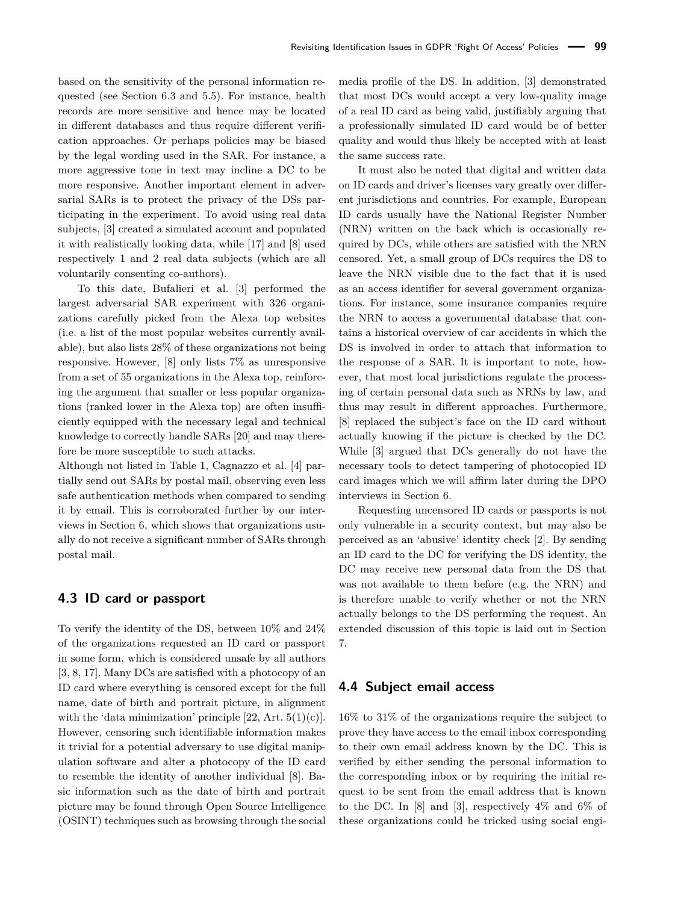based on the sensitivity of the personal information requested (see Section 6.3 and 5.5). For instance, health records are more sensitive and hence may be located in different databases and thus require different verification approaches. Or perhaps policies may be biased by the legal wording used in the SAR. For instance, a more aggressive tone in text may incline a DC to be more responsive. Another important element in adversarial SARs is to protect the privacy of the DSs participating in the experiment. To avoid using real data subjects, [3] created a simulated account and populated it with realistically looking data, while [17] and [8] used respectively 1 and 2 real data subjects (which are all voluntarily consenting co-authors).

To this date, Bufalieri et al. [3] performed the largest adversarial SAR experiment with 326 organizations carefully picked from the Alexa top websites (i.e. a list of the most popular websites currently available), but also lists 28% of these organizations not being responsive. However, [8] only lists 7% as unresponsive from a set of 55 organizations in the Alexa top, reinforcing the argument that smaller or less popular organizations (ranked lower in the Alexa top) are often insufficiently equipped with the necessary legal and technical knowledge to correctly handle SARs [20] and may therefore be more susceptible to such attacks.

Although not listed in Table 1, Cagnazzo et al. [4] partially send out SARs by postal mail, observing even less safe authentication methods when compared to sending it by email. This is corroborated further by our interviews in Section 6, which shows that organizations usually do not receive a significant number of SARs through postal mail.

## 4.3 ID card or passport

To verify the identity of the DS, between 10% and 24% of the organizations requested an ID card or passport in some form, which is considered unsafe by all authors [3, 8, 17]. Many DCs are satisfied with a photocopy of an ID card where everything is censored except for the full name, date of birth and portrait picture, in alignment with the 'data minimization' principle [22, Art. 5(1)(c)]. However, censoring such identifiable information makes it trivial for a potential adversary to use digital manipulation software and alter a photocopy of the ID card to resemble the identity of another individual [8]. Basic information such as the date of birth and portrait picture may be found through Open Source Intelligence (OSINT) techniques such as browsing through the social media profile of the DS. In addition, [3] demonstrated that most DCs would accept a very low-quality image of a real ID card as being valid, justifiably arguing that a professionally simulated ID card would be of better quality and would thus likely be accepted with at least the same success rate.

It must also be noted that digital and written data on ID cards and driver's licenses vary greatly over different jurisdictions and countries. For example, European ID cards usually have the National Register Number (NRN) written on the back which is occasionally required by DCs, while others are satisfied with the NRN censored. Yet, a small group of DCs requires the DS to leave the NRN visible due to the fact that it is used as an access identifier for several government organizations. For instance, some insurance companies require the NRN to access a governmental database that contains a historical overview of car accidents in which the DS is involved in order to attach that information to the response of a SAR. It is important to note, however, that most local jurisdictions regulate the processing of certain personal data such as NRNs by law, and thus may result in different approaches. Furthermore, [8] replaced the subject's face on the ID card without actually knowing if the picture is checked by the DC. While [3] argued that DCs generally do not have the necessary tools to detect tampering of photocopied ID card images which we will affirm later during the DPO interviews in Section 6.

Requesting uncensored ID cards or passports is not only vulnerable in a security context, but may also be perceived as an 'abusive' identity check [2]. By sending an ID card to the DC for verifying the DS identity, the DC may receive new personal data from the DS that was not available to them before (e.g. the NRN) and is therefore unable to verify whether or not the NRN actually belongs to the DS performing the request. An extended discussion of this topic is laid out in Section 7.

## 4.4 Subject email access

16% to 31% of the organizations require the subject to prove they have access to the email inbox corresponding to their own email address known by the DC. This is verified by either sending the personal information to the corresponding inbox or by requiring the initial request to be sent from the email address that is known to the DC. In [8] and [3], respectively 4% and 6% of these organizations could be tricked using social engi-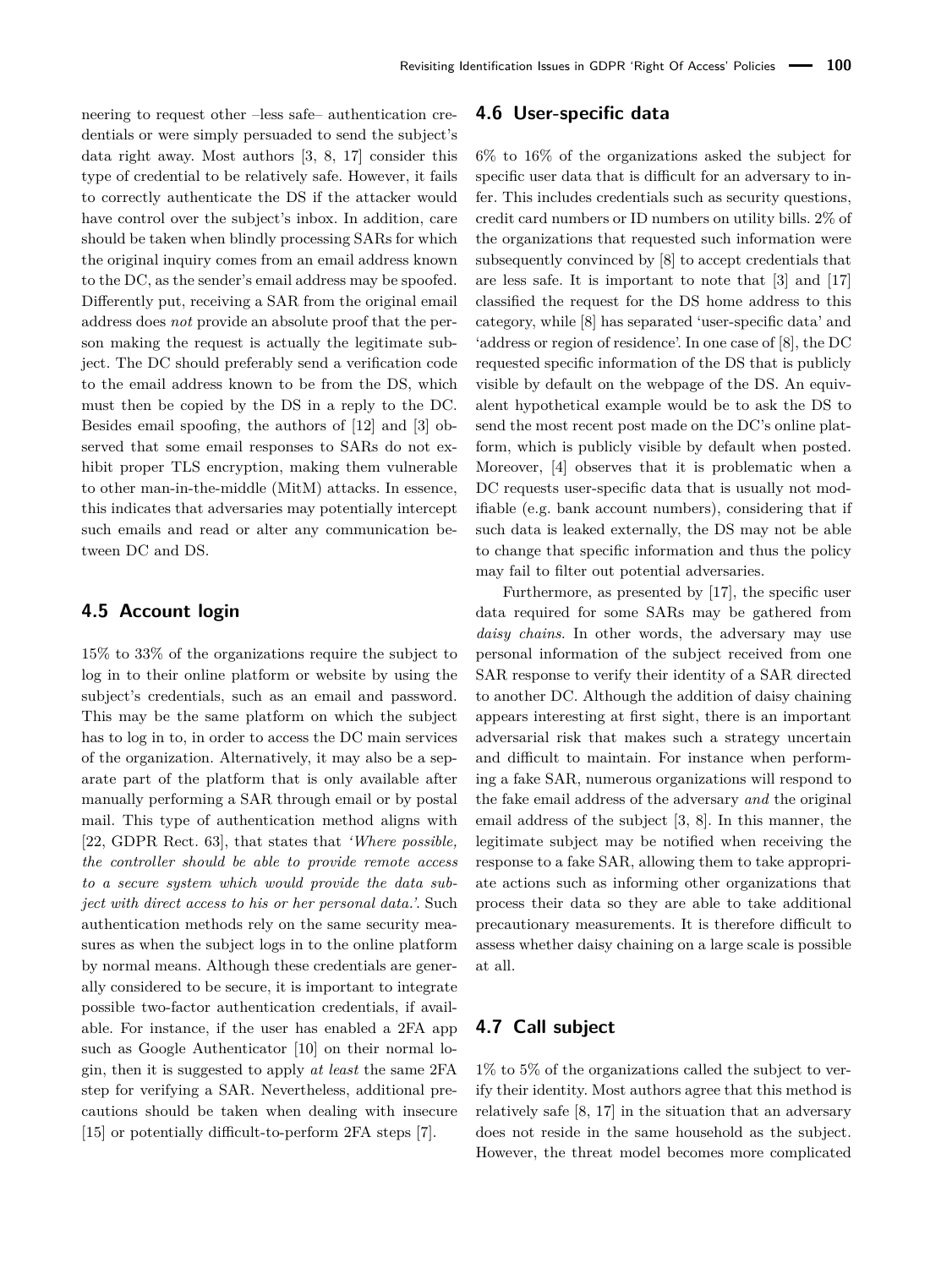neering to request other –less safe– authentication credentials or were simply persuaded to send the subject's data right away. Most authors [3, 8, 17] consider this type of credential to be relatively safe. However, it fails to correctly authenticate the DS if the attacker would have control over the subject's inbox. In addition, care should be taken when blindly processing SARs for which the original inquiry comes from an email address known to the DC, as the sender's email address may be spoofed. Differently put, receiving a SAR from the original email address does *not* provide an absolute proof that the person making the request is actually the legitimate subject. The DC should preferably send a verification code to the email address known to be from the DS, which must then be copied by the DS in a reply to the DC. Besides email spoofing, the authors of [12] and [3] observed that some email responses to SARs do not exhibit proper TLS encryption, making them vulnerable to other man-in-the-middle (MitM) attacks. In essence, this indicates that adversaries may potentially intercept such emails and read or alter any communication between DC and DS.

## 4.5 Account login

15% to 33% of the organizations require the subject to log in to their online platform or website by using the subject's credentials, such as an email and password. This may be the same platform on which the subject has to log in to, in order to access the DC main services of the organization. Alternatively, it may also be a separate part of the platform that is only available after manually performing a SAR through email or by postal mail. This type of authentication method aligns with [22, GDPR Rect. 63], that states that *'Where possible, the controller should be able to provide remote access to a secure system which would provide the data subject with direct access to his or her personal data.'*. Such authentication methods rely on the same security measures as when the subject logs in to the online platform by normal means. Although these credentials are generally considered to be secure, it is important to integrate possible two-factor authentication credentials, if available. For instance, if the user has enabled a 2FA app such as Google Authenticator [10] on their normal login, then it is suggested to apply *at least* the same 2FA step for verifying a SAR. Nevertheless, additional precautions should be taken when dealing with insecure [15] or potentially difficult-to-perform 2FA steps [7].

## 4.6 User-specific data

6% to 16% of the organizations asked the subject for specific user data that is difficult for an adversary to infer. This includes credentials such as security questions, credit card numbers or ID numbers on utility bills. 2% of the organizations that requested such information were subsequently convinced by [8] to accept credentials that are less safe. It is important to note that [3] and [17] classified the request for the DS home address to this category, while [8] has separated 'user-specific data' and 'address or region of residence'. In one case of [8], the DC requested specific information of the DS that is publicly visible by default on the webpage of the DS. An equivalent hypothetical example would be to ask the DS to send the most recent post made on the DC's online platform, which is publicly visible by default when posted. Moreover, [4] observes that it is problematic when a DC requests user-specific data that is usually not modifiable (e.g. bank account numbers), considering that if such data is leaked externally, the DS may not be able to change that specific information and thus the policy may fail to filter out potential adversaries.

Furthermore, as presented by [17], the specific user data required for some SARs may be gathered from *daisy chains*. In other words, the adversary may use personal information of the subject received from one SAR response to verify their identity of a SAR directed to another DC. Although the addition of daisy chaining appears interesting at first sight, there is an important adversarial risk that makes such a strategy uncertain and difficult to maintain. For instance when performing a fake SAR, numerous organizations will respond to the fake email address of the adversary *and* the original email address of the subject [3, 8]. In this manner, the legitimate subject may be notified when receiving the response to a fake SAR, allowing them to take appropriate actions such as informing other organizations that process their data so they are able to take additional precautionary measurements. It is therefore difficult to assess whether daisy chaining on a large scale is possible at all.

## 4.7 Call subject

1% to 5% of the organizations called the subject to verify their identity. Most authors agree that this method is relatively safe [8, 17] in the situation that an adversary does not reside in the same household as the subject. However, the threat model becomes more complicated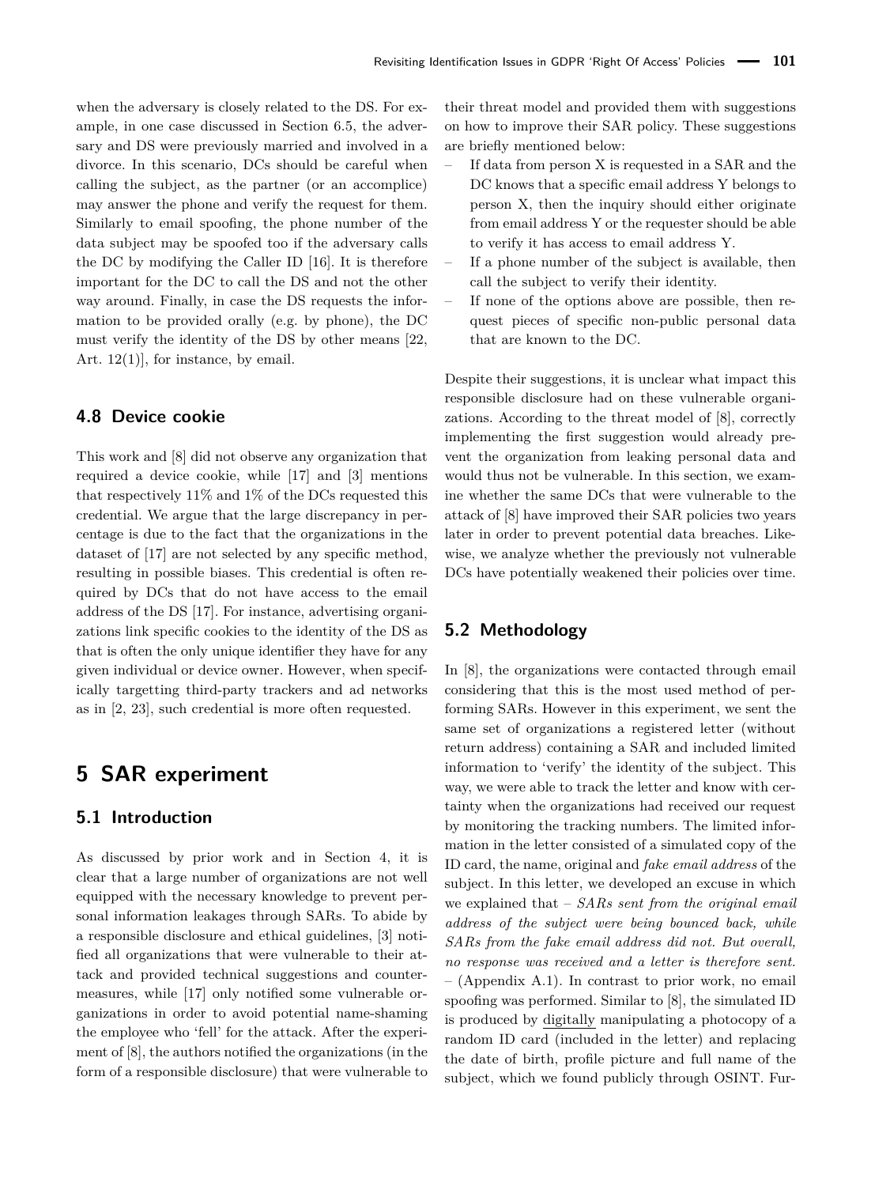when the adversary is closely related to the DS. For example, in one case discussed in Section 6.5, the adversary and DS were previously married and involved in a divorce. In this scenario, DCs should be careful when calling the subject, as the partner (or an accomplice) may answer the phone and verify the request for them. Similarly to email spoofing, the phone number of the data subject may be spoofed too if the adversary calls the DC by modifying the Caller ID [16]. It is therefore important for the DC to call the DS and not the other way around. Finally, in case the DS requests the information to be provided orally (e.g. by phone), the DC must verify the identity of the DS by other means [22, Art. 12(1)], for instance, by email.

### 4.8 Device cookie

This work and [8] did not observe any organization that required a device cookie, while [17] and [3] mentions that respectively 11% and 1% of the DCs requested this credential. We argue that the large discrepancy in percentage is due to the fact that the organizations in the dataset of [17] are not selected by any specific method, resulting in possible biases. This credential is often required by DCs that do not have access to the email address of the DS [17]. For instance, advertising organizations link specific cookies to the identity of the DS as that is often the only unique identifier they have for any given individual or device owner. However, when specifically targetting third-party trackers and ad networks as in [2, 23], such credential is more often requested.

## 5 SAR experiment

### 5.1 Introduction

As discussed by prior work and in Section 4, it is clear that a large number of organizations are not well equipped with the necessary knowledge to prevent personal information leakages through SARs. To abide by a responsible disclosure and ethical guidelines, [3] notified all organizations that were vulnerable to their attack and provided technical suggestions and countermeasures, while [17] only notified some vulnerable organizations in order to avoid potential name-shaming the employee who 'fell' for the attack. After the experiment of [8], the authors notified the organizations (in the form of a responsible disclosure) that were vulnerable to their threat model and provided them with suggestions on how to improve their SAR policy. These suggestions are briefly mentioned below:

- If data from person X is requested in a SAR and the DC knows that a specific email address Y belongs to person X, then the inquiry should either originate from email address Y or the requester should be able to verify it has access to email address Y.
- If a phone number of the subject is available, then call the subject to verify their identity.
- If none of the options above are possible, then request pieces of specific non-public personal data that are known to the DC.

Despite their suggestions, it is unclear what impact this responsible disclosure had on these vulnerable organizations. According to the threat model of [8], correctly implementing the first suggestion would already prevent the organization from leaking personal data and would thus not be vulnerable. In this section, we examine whether the same DCs that were vulnerable to the attack of [8] have improved their SAR policies two years later in order to prevent potential data breaches. Likewise, we analyze whether the previously not vulnerable DCs have potentially weakened their policies over time.

### 5.2 Methodology

In [8], the organizations were contacted through email considering that this is the most used method of performing SARs. However in this experiment, we sent the same set of organizations a registered letter (without return address) containing a SAR and included limited information to 'verify' the identity of the subject. This way, we were able to track the letter and know with certainty when the organizations had received our request by monitoring the tracking numbers. The limited information in the letter consisted of a simulated copy of the ID card, the name, original and *fake email address* of the subject. In this letter, we developed an excuse in which we explained that – *SARs sent from the original email address of the subject were being bounced back, while SARs from the fake email address did not. But overall, no response was received and a letter is therefore sent.* – (Appendix A.1). In contrast to prior work, no email spoofing was performed. Similar to [8], the simulated ID is produced by digitally manipulating a photocopy of a random ID card (included in the letter) and replacing the date of birth, profile picture and full name of the subject, which we found publicly through OSINT. Fur-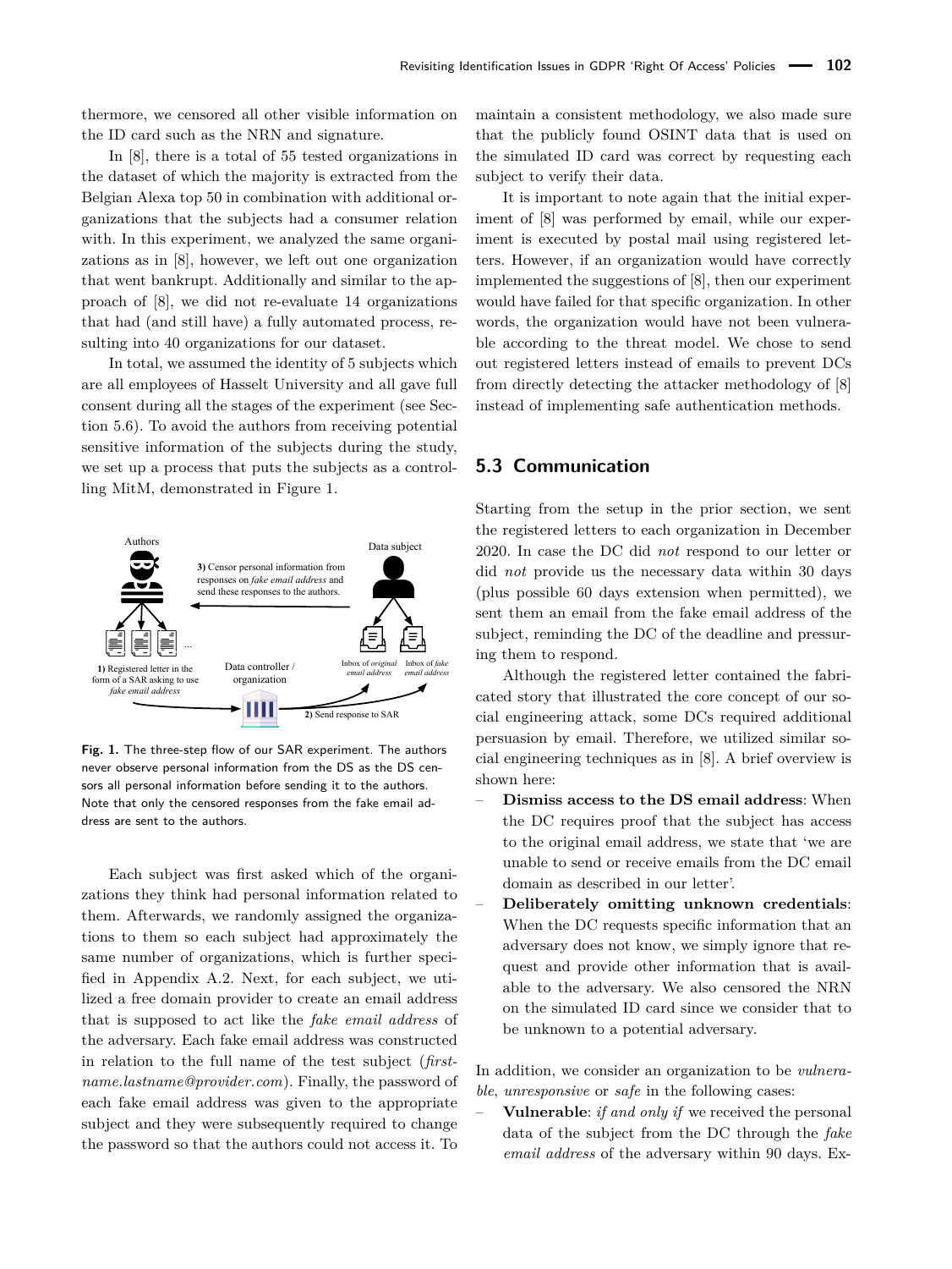thermore, we censored all other visible information on the ID card such as the NRN and signature.

In [8], there is a total of 55 tested organizations in the dataset of which the majority is extracted from the Belgian Alexa top 50 in combination with additional organizations that the subjects had a consumer relation with. In this experiment, we analyzed the same organizations as in [8], however, we left out one organization that went bankrupt. Additionally and similar to the approach of [8], we did not re-evaluate 14 organizations that had (and still have) a fully automated process, resulting into 40 organizations for our dataset.

In total, we assumed the identity of 5 subjects which are all employees of Hasselt University and all gave full consent during all the stages of the experiment (see Section 5.6). To avoid the authors from receiving potential sensitive information of the subjects during the study, we set up a process that puts the subjects as a controlling MitM, demonstrated in Figure 1.

**Fig. 1.** The three-step flow of our SAR experiment. The authors never observe personal information from the DS as the DS censors all personal information before sending it to the authors. Note that only the censored responses from the fake email address are sent to the authors.

Each subject was first asked which of the organizations they think had personal information related to them. Afterwards, we randomly assigned the organizations to them so each subject had approximately the same number of organizations, which is further specified in Appendix A.2. Next, for each subject, we utilized a free domain provider to create an email address that is supposed to act like the *fake email address* of the adversary. Each fake email address was constructed in relation to the full name of the test subject (*firstname.lastname@provider.com*). Finally, the password of each fake email address was given to the appropriate subject and they were subsequently required to change the password so that the authors could not access it. To maintain a consistent methodology, we also made sure that the publicly found OSINT data that is used on the simulated ID card was correct by requesting each subject to verify their data.

It is important to note again that the initial experiment of [8] was performed by email, while our experiment is executed by postal mail using registered letters. However, if an organization would have correctly implemented the suggestions of [8], then our experiment would have failed for that specific organization. In other words, the organization would have not been vulnerable according to the threat model. We chose to send out registered letters instead of emails to prevent DCs from directly detecting the attacker methodology of [8] instead of implementing safe authentication methods.

## 5.3 Communication

Starting from the setup in the prior section, we sent the registered letters to each organization in December 2020. In case the DC did *not* respond to our letter or did *not* provide us the necessary data within 30 days (plus possible 60 days extension when permitted), we sent them an email from the fake email address of the subject, reminding the DC of the deadline and pressuring them to respond.

Although the registered letter contained the fabricated story that illustrated the core concept of our social engineering attack, some DCs required additional persuasion by email. Therefore, we utilized similar social engineering techniques as in [8]. A brief overview is shown here:

- **Dismiss access to the DS email address**: When the DC requires proof that the subject has access to the original email address, we state that 'we are unable to send or receive emails from the DC email domain as described in our letter'.
- **Deliberately omitting unknown credentials**: When the DC requests specific information that an adversary does not know, we simply ignore that request and provide other information that is available to the adversary. We also censored the NRN on the simulated ID card since we consider that to be unknown to a potential adversary.

In addition, we consider an organization to be *vulnerable*, *unresponsive* or *safe* in the following cases:

- **Vulnerable**: *if and only if* we received the personal data of the subject from the DC through the *fake email address* of the adversary within 90 days. Ex-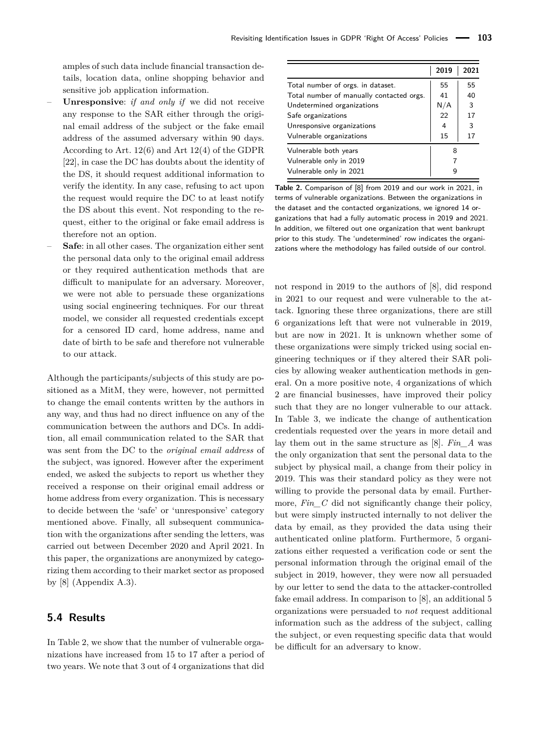amples of such data include financial transaction details, location data, online shopping behavior and sensitive job application information.

- **Unresponsive**: *if and only if* we did not receive any response to the SAR either through the original email address of the subject or the fake email address of the assumed adversary within 90 days. According to Art. 12(6) and Art 12(4) of the GDPR [22], in case the DC has doubts about the identity of the DS, it should request additional information to verify the identity. In any case, refusing to act upon the request would require the DC to at least notify the DS about this event. Not responding to the request, either to the original or fake email address is therefore not an option.
- **Safe**: in all other cases. The organization either sent the personal data only to the original email address or they required authentication methods that are difficult to manipulate for an adversary. Moreover, we were not able to persuade these organizations using social engineering techniques. For our threat model, we consider all requested credentials except for a censored ID card, home address, name and date of birth to be safe and therefore not vulnerable to our attack.

Although the participants/subjects of this study are positioned as a MitM, they were, however, not permitted to change the email contents written by the authors in any way, and thus had no direct influence on any of the communication between the authors and DCs. In addition, all email communication related to the SAR that was sent from the DC to the *original email address* of the subject, was ignored. However after the experiment ended, we asked the subjects to report us whether they received a response on their original email address or home address from every organization. This is necessary to decide between the 'safe' or 'unresponsive' category mentioned above. Finally, all subsequent communication with the organizations after sending the letters, was carried out between December 2020 and April 2021. In this paper, the organizations are anonymized by categorizing them according to their market sector as proposed by [8] (Appendix A.3).

## 5.4 Results

In Table 2, we show that the number of vulnerable organizations have increased from 15 to 17 after a period of two years. We note that 3 out of 4 organizations that did not respond in 2019 to the authors of [8], did respond in 2021 to our request and were vulnerable to the attack. Ignoring these three organizations, there are still 6 organizations left that were not vulnerable in 2019, but are now in 2021. It is unknown whether some of these organizations were simply tricked using social engineering techniques or if they altered their SAR policies by allowing weaker authentication methods in general. On a more positive note, 4 organizations of which 2 are financial businesses, have improved their policy such that they are no longer vulnerable to our attack. In Table 3, we indicate the change of authentication credentials requested over the years in more detail and lay them out in the same structure as [8]. *Fin_A* was the only organization that sent the personal data to the subject by physical mail, a change from their policy in 2019. This was their standard policy as they were not willing to provide the personal data by email. Furthermore, *Fin_C* did not significantly change their policy, but were simply instructed internally to not deliver the data by email, as they provided the data using their authenticated online platform. Furthermore, 5 organizations either requested a verification code or sent the personal information through the original email of the subject in 2019, however, they were now all persuaded by our letter to send the data to the attacker-controlled fake email address. In comparison to [8], an additional 5 organizations were persuaded to *not* request additional information such as the address of the subject, calling the subject, or even requesting specific data that would be difficult for an adversary to know.

| | 2019 | 2021 |
|---|---|---|
| Total number of orgs. in dataset. | 55 | 55 |
| Total number of manually contacted orgs. | 41 | 40 |
| Undetermined organizations | N/A | 3 |
| Safe organizations | 22 | 17 |
| Unresponsive organizations | 4 | 3 |
| Vulnerable organizations | 15 | 17 |
| Vulnerable both years | 8 | |
| Vulnerable only in 2019 | 7 | |
| Vulnerable only in 2021 | 9 | |

**Table 2.** Comparison of [8] from 2019 and our work in 2021, in terms of vulnerable organizations. Between the organizations in the dataset and the contacted organizations, we ignored 14 organizations that had a fully automatic process in 2019 and 2021. In addition, we filtered out one organization that went bankrupt prior to this study. The 'undetermined' row indicates the organizations where the methodology has failed outside of our control.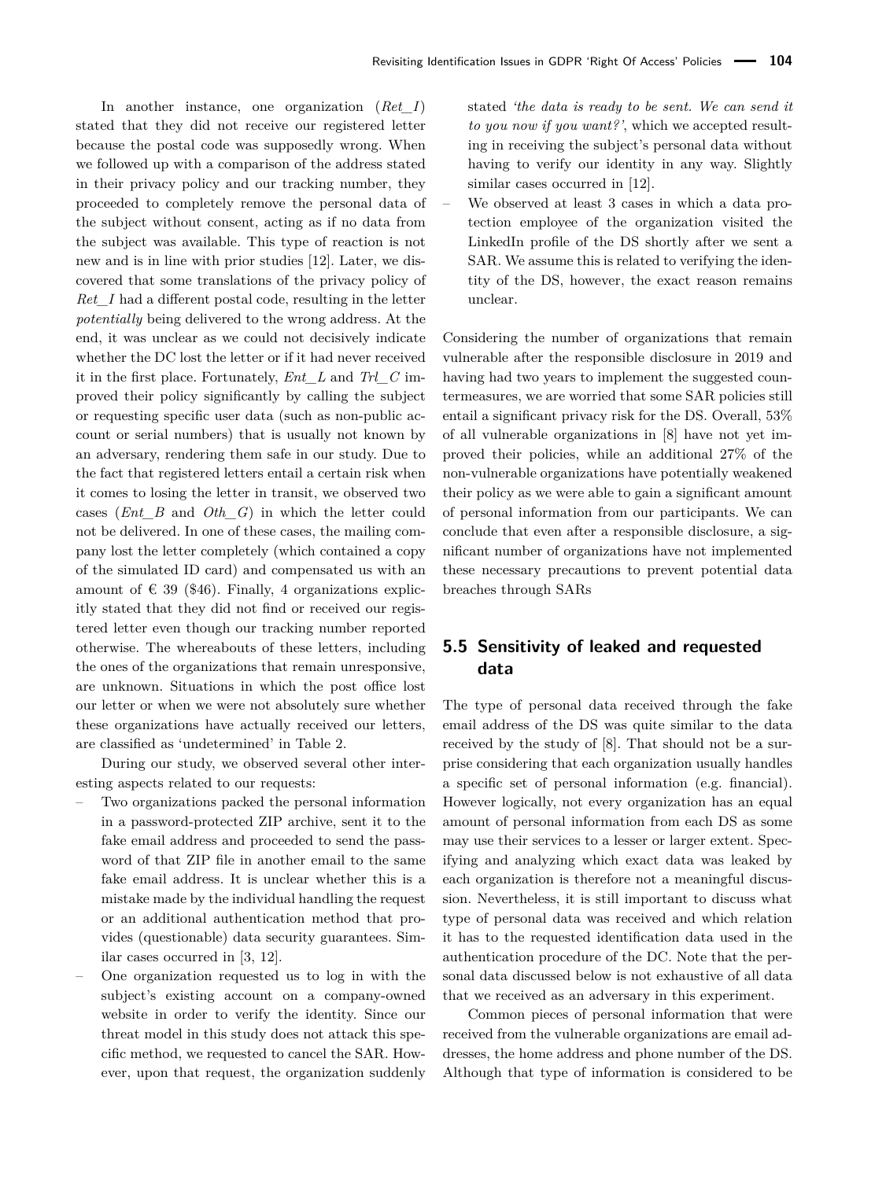In another instance, one organization (*Ret_I*) stated that they did not receive our registered letter because the postal code was supposedly wrong. When we followed up with a comparison of the address stated in their privacy policy and our tracking number, they proceeded to completely remove the personal data of the subject without consent, acting as if no data from the subject was available. This type of reaction is not new and is in line with prior studies [12]. Later, we discovered that some translations of the privacy policy of *Ret_I* had a different postal code, resulting in the letter *potentially* being delivered to the wrong address. At the end, it was unclear as we could not decisively indicate whether the DC lost the letter or if it had never received it in the first place. Fortunately, *Ent_L* and *Trl_C* improved their policy significantly by calling the subject or requesting specific user data (such as non-public account or serial numbers) that is usually not known by an adversary, rendering them safe in our study. Due to the fact that registered letters entail a certain risk when it comes to losing the letter in transit, we observed two cases (*Ent_B* and *Oth_G*) in which the letter could not be delivered. In one of these cases, the mailing company lost the letter completely (which contained a copy of the simulated ID card) and compensated us with an amount of € 39 ($46). Finally, 4 organizations explicitly stated that they did not find or received our registered letter even though our tracking number reported otherwise. The whereabouts of these letters, including the ones of the organizations that remain unresponsive, are unknown. Situations in which the post office lost our letter or when we were not absolutely sure whether these organizations have actually received our letters, are classified as 'undetermined' in Table 2.

During our study, we observed several other interesting aspects related to our requests:

- Two organizations packed the personal information in a password-protected ZIP archive, sent it to the fake email address and proceeded to send the password of that ZIP file in another email to the same fake email address. It is unclear whether this is a mistake made by the individual handling the request or an additional authentication method that provides (questionable) data security guarantees. Similar cases occurred in [3, 12].
- One organization requested us to log in with the subject's existing account on a company-owned website in order to verify the identity. Since our threat model in this study does not attack this specific method, we requested to cancel the SAR. However, upon that request, the organization suddenly stated *'the data is ready to be sent. We can send it to you now if you want?'*, which we accepted resulting in receiving the subject's personal data without having to verify our identity in any way. Slightly similar cases occurred in [12].
- We observed at least 3 cases in which a data protection employee of the organization visited the LinkedIn profile of the DS shortly after we sent a SAR. We assume this is related to verifying the identity of the DS, however, the exact reason remains unclear.

Considering the number of organizations that remain vulnerable after the responsible disclosure in 2019 and having had two years to implement the suggested countermeasures, we are worried that some SAR policies still entail a significant privacy risk for the DS. Overall, 53% of all vulnerable organizations in [8] have not yet improved their policies, while an additional 27% of the non-vulnerable organizations have potentially weakened their policy as we were able to gain a significant amount of personal information from our participants. We can conclude that even after a responsible disclosure, a significant number of organizations have not implemented these necessary precautions to prevent potential data breaches through SARs

## 5.5 Sensitivity of leaked and requested data

The type of personal data received through the fake email address of the DS was quite similar to the data received by the study of [8]. That should not be a surprise considering that each organization usually handles a specific set of personal information (e.g. financial). However logically, not every organization has an equal amount of personal information from each DS as some may use their services to a lesser or larger extent. Specifying and analyzing which exact data was leaked by each organization is therefore not a meaningful discussion. Nevertheless, it is still important to discuss what type of personal data was received and which relation it has to the requested identification data used in the authentication procedure of the DC. Note that the personal data discussed below is not exhaustive of all data that we received as an adversary in this experiment.

Common pieces of personal information that were received from the vulnerable organizations are email addresses, the home address and phone number of the DS. Although that type of information is considered to be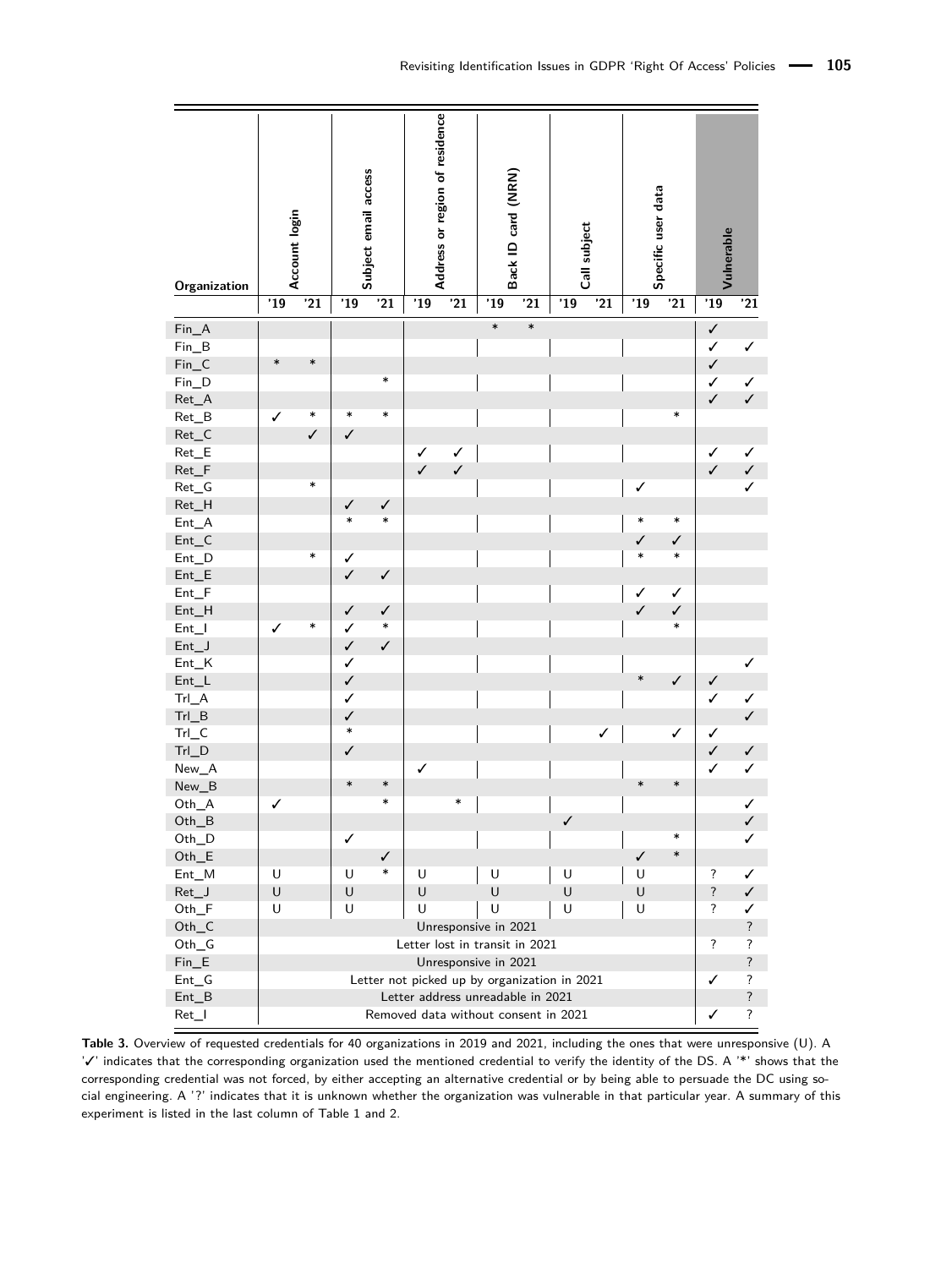| Organization | Account login | | Subject email access | | Address or region of residence | | Back ID card (NRN) | | Call subject | | Specific user data | | Vulnerable | |
|---|---|---|---|---|---|---|---|---|---|---|---|---|---|---|
| | '19 | '21 | '19 | '21 | '19 | '21 | '19 | '21 | '19 | '21 | '19 | '21 | '19 | '21 |
| Fin_A | | | | | | | * | * | | | | | ✓ | |
| Fin_B | | | | | | | | | | | | | ✓ | ✓ |
| Fin_C | * | * | | | | | | | | | | | ✓ | |
| Fin_D | | | | * | | | | | | | | | ✓ | ✓ |
| Ret_A | | | | | | | | | | | | | ✓ | ✓ |
| Ret_B | ✓ | * | * | * | | | | | | | | * | | |
| Ret_C | | ✓ | ✓ | | | | | | | | | | | |
| Ret_E | | | | | ✓ | ✓ | | | | | | | ✓ | ✓ |
| Ret_F | | | | | ✓ | ✓ | | | | | | | ✓ | ✓ |
| Ret_G | | * | | | | | | | | | ✓ | | | ✓ |
| Ret_H | | | ✓ | ✓ | | | | | | | | | | |
| Ent_A | | | * | * | | | | | | | * | * | | |
| Ent_C | | | | | | | | | | | ✓ | ✓ | | |
| Ent_D | | * | ✓ | | | | | | | | * | * | | |
| Ent_E | | | ✓ | ✓ | | | | | | | | | | |
| Ent_F | | | | | | | | | | | ✓ | ✓ | | |
| Ent_H | | | ✓ | ✓ | | | | | | | ✓ | ✓ | | |
| Ent_I | ✓ | * | ✓ | * | | | | | | | | * | | |
| Ent_J | | | ✓ | ✓ | | | | | | | | | | |
| Ent_K | | | ✓ | | | | | | | | | | | ✓ |
| Ent_L | | | ✓ | | | | | | | | * | ✓ | ✓ | |
| Trl_A | | | ✓ | | | | | | | | | | ✓ | ✓ |
| Trl_B | | | ✓ | | | | | | | | | | | ✓ |
| Trl_C | | | * | | | | | | | ✓ | | ✓ | ✓ | |
| Trl_D | | | ✓ | | | | | | | | | | ✓ | ✓ |
| New_A | | | | | ✓ | | | | | | | | ✓ | ✓ |
| New_B | | | * | * | | | | | | | * | * | | |
| Oth_A | ✓ | | | * | | * | | | | | | | | ✓ |
| Oth_B | | | | | | | | | ✓ | | | | | ✓ |
| Oth_D | | | ✓ | | | | | | | | | * | | ✓ |
| Oth_E | | | | ✓ | | | | | | | ✓ | * | | |
| Ent_M | U | | U | * | U | | U | | U | | U | | ? | ✓ |
| Ret_J | U | | U | | U | | U | | U | | U | | ? | ✓ |
| Oth_F | U | | U | | U | | U | | U | | U | | ? | ✓ |
| Oth_C | Unresponsive in 2021 | | | | | | | | | | | | | ? |
| Oth_G | Letter lost in transit in 2021 | | | | | | | | | | | | ? | ? |
| Fin_E | Unresponsive in 2021 | | | | | | | | | | | | | ? |
| Ent_G | Letter not picked up by organization in 2021 | | | | | | | | | | | | ✓ | ? |
| Ent_B | Letter address unreadable in 2021 | | | | | | | | | | | | | ? |
| Ret_I | Removed data without consent in 2021 | | | | | | | | | | | | ✓ | ? |

**Table 3.** Overview of requested credentials for 40 organizations in 2019 and 2021, including the ones that were unresponsive (U). A '✓' indicates that the corresponding organization used the mentioned credential to verify the identity of the DS. A '*' shows that the corresponding credential was not forced, by either accepting an alternative credential or by being able to persuade the DC using social engineering. A '?' indicates that it is unknown whether the organization was vulnerable in that particular year. A summary of this experiment is listed in the last column of Table 1 and 2.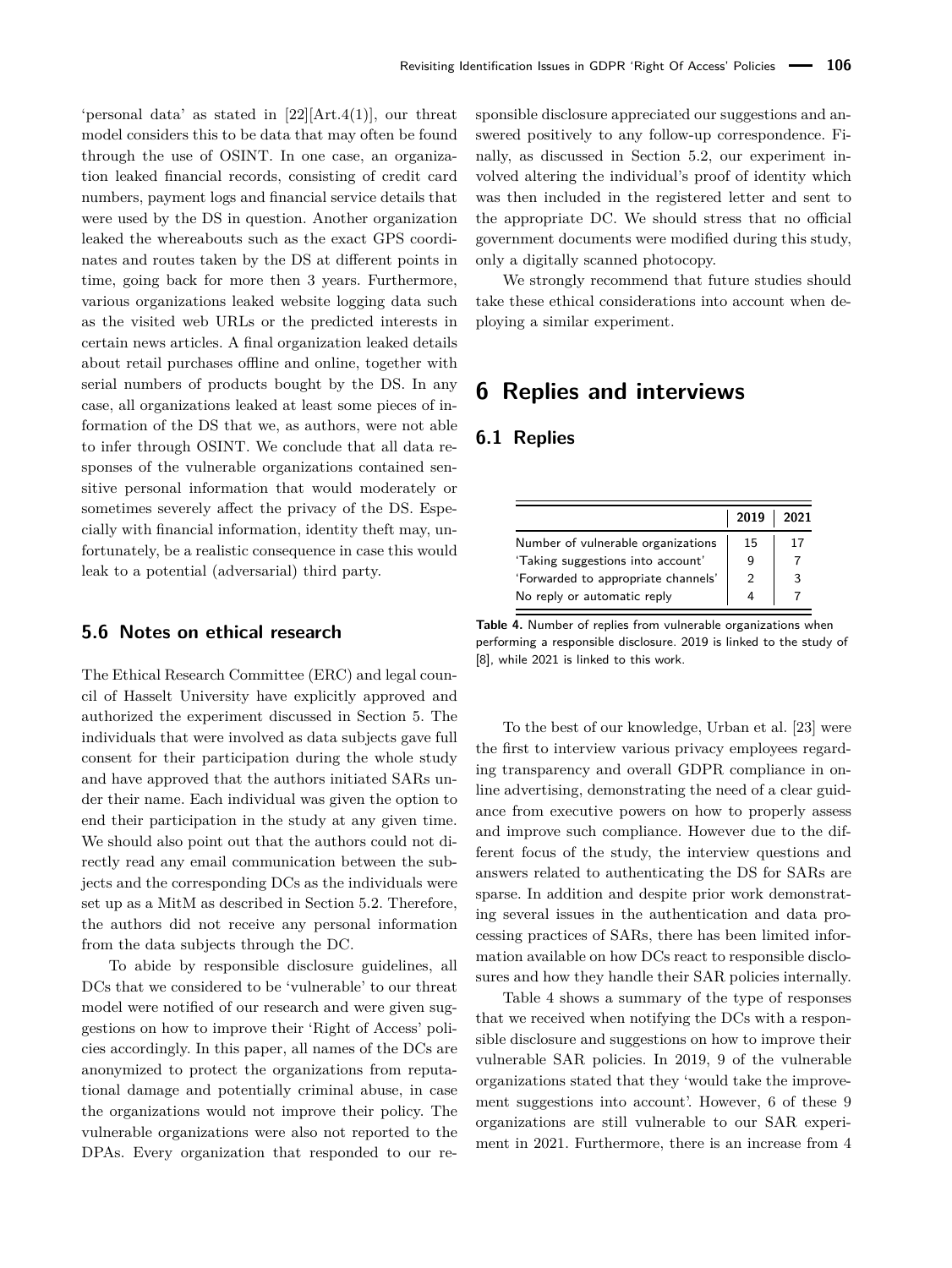'personal data' as stated in [22][Art.4(1)], our threat model considers this to be data that may often be found through the use of OSINT. In one case, an organization leaked financial records, consisting of credit card numbers, payment logs and financial service details that were used by the DS in question. Another organization leaked the whereabouts such as the exact GPS coordinates and routes taken by the DS at different points in time, going back for more then 3 years. Furthermore, various organizations leaked website logging data such as the visited web URLs or the predicted interests in certain news articles. A final organization leaked details about retail purchases offline and online, together with serial numbers of products bought by the DS. In any case, all organizations leaked at least some pieces of information of the DS that we, as authors, were not able to infer through OSINT. We conclude that all data responses of the vulnerable organizations contained sensitive personal information that would moderately or sometimes severely affect the privacy of the DS. Especially with financial information, identity theft may, unfortunately, be a realistic consequence in case this would leak to a potential (adversarial) third party.

### 5.6 Notes on ethical research

The Ethical Research Committee (ERC) and legal council of Hasselt University have explicitly approved and authorized the experiment discussed in Section 5. The individuals that were involved as data subjects gave full consent for their participation during the whole study and have approved that the authors initiated SARs under their name. Each individual was given the option to end their participation in the study at any given time. We should also point out that the authors could not directly read any email communication between the subjects and the corresponding DCs as the individuals were set up as a MitM as described in Section 5.2. Therefore, the authors did not receive any personal information from the data subjects through the DC.

To abide by responsible disclosure guidelines, all DCs that we considered to be 'vulnerable' to our threat model were notified of our research and were given suggestions on how to improve their 'Right of Access' policies accordingly. In this paper, all names of the DCs are anonymized to protect the organizations from reputational damage and potentially criminal abuse, in case the organizations would not improve their policy. The vulnerable organizations were also not reported to the DPAs. Every organization that responded to our responsible disclosure appreciated our suggestions and answered positively to any follow-up correspondence. Finally, as discussed in Section 5.2, our experiment involved altering the individual's proof of identity which was then included in the registered letter and sent to the appropriate DC. We should stress that no official government documents were modified during this study, only a digitally scanned photocopy.

We strongly recommend that future studies should take these ethical considerations into account when deploying a similar experiment.

## 6 Replies and interviews

### 6.1 Replies

| | 2019 | 2021 |
|---|---|---|
| Number of vulnerable organizations | 15 | 17 |
| 'Taking suggestions into account' | 9 | 7 |
| 'Forwarded to appropriate channels' | 2 | 3 |
| No reply or automatic reply | 4 | 7 |

**Table 4.** Number of replies from vulnerable organizations when performing a responsible disclosure. 2019 is linked to the study of [8], while 2021 is linked to this work.

To the best of our knowledge, Urban et al. [23] were the first to interview various privacy employees regarding transparency and overall GDPR compliance in online advertising, demonstrating the need of a clear guidance from executive powers on how to properly assess and improve such compliance. However due to the different focus of the study, the interview questions and answers related to authenticating the DS for SARs are sparse. In addition and despite prior work demonstrating several issues in the authentication and data processing practices of SARs, there has been limited information available on how DCs react to responsible disclosures and how they handle their SAR policies internally.

Table 4 shows a summary of the type of responses that we received when notifying the DCs with a responsible disclosure and suggestions on how to improve their vulnerable SAR policies. In 2019, 9 of the vulnerable organizations stated that they 'would take the improvement suggestions into account'. However, 6 of these 9 organizations are still vulnerable to our SAR experiment in 2021. Furthermore, there is an increase from 4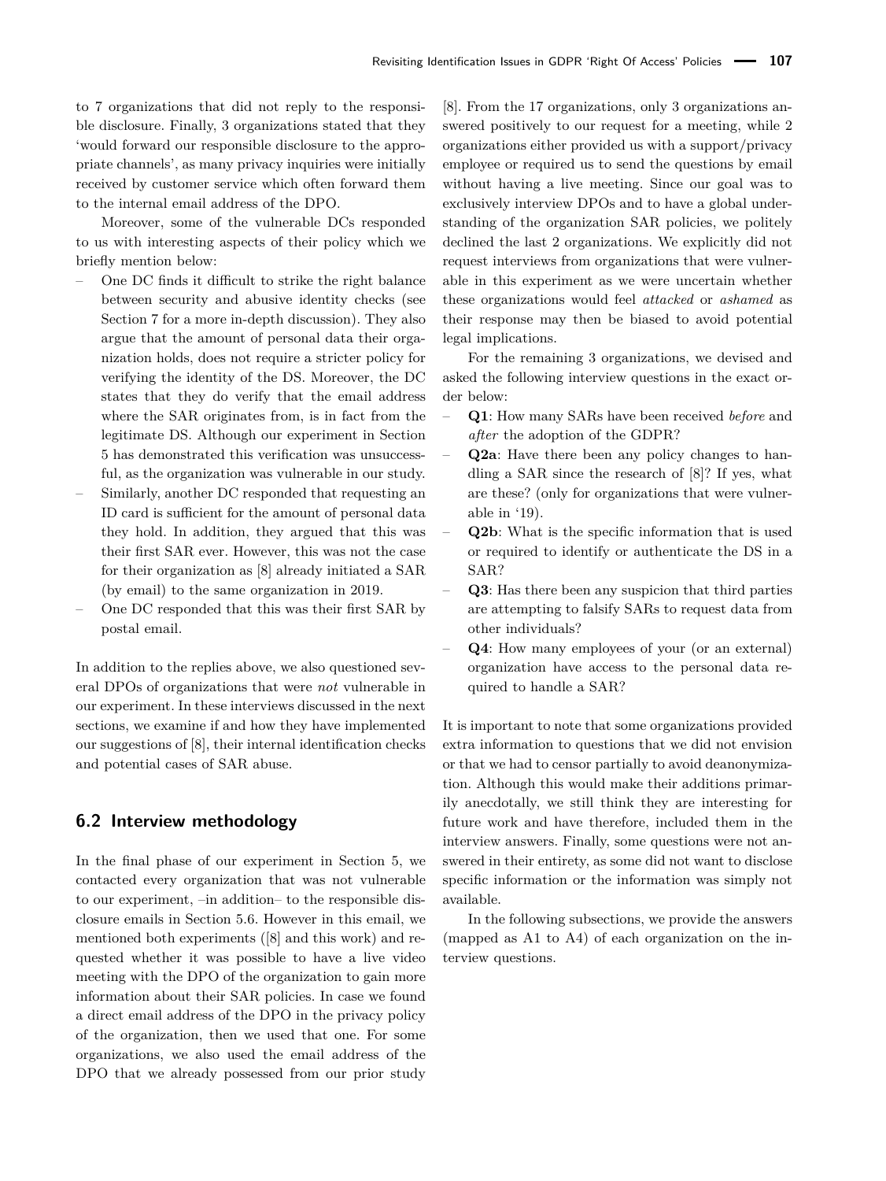to 7 organizations that did not reply to the responsible disclosure. Finally, 3 organizations stated that they 'would forward our responsible disclosure to the appropriate channels', as many privacy inquiries were initially received by customer service which often forward them to the internal email address of the DPO.

Moreover, some of the vulnerable DCs responded to us with interesting aspects of their policy which we briefly mention below:

- One DC finds it difficult to strike the right balance between security and abusive identity checks (see Section 7 for a more in-depth discussion). They also argue that the amount of personal data their organization holds, does not require a stricter policy for verifying the identity of the DS. Moreover, the DC states that they do verify that the email address where the SAR originates from, is in fact from the legitimate DS. Although our experiment in Section 5 has demonstrated this verification was unsuccessful, as the organization was vulnerable in our study.
- Similarly, another DC responded that requesting an ID card is sufficient for the amount of personal data they hold. In addition, they argued that this was their first SAR ever. However, this was not the case for their organization as [8] already initiated a SAR (by email) to the same organization in 2019.
- One DC responded that this was their first SAR by postal email.

In addition to the replies above, we also questioned several DPOs of organizations that were *not* vulnerable in our experiment. In these interviews discussed in the next sections, we examine if and how they have implemented our suggestions of [8], their internal identification checks and potential cases of SAR abuse.

## 6.2 Interview methodology

In the final phase of our experiment in Section 5, we contacted every organization that was not vulnerable to our experiment, –in addition– to the responsible disclosure emails in Section 5.6. However in this email, we mentioned both experiments ([8] and this work) and requested whether it was possible to have a live video meeting with the DPO of the organization to gain more information about their SAR policies. In case we found a direct email address of the DPO in the privacy policy of the organization, then we used that one. For some organizations, we also used the email address of the DPO that we already possessed from our prior study [8]. From the 17 organizations, only 3 organizations answered positively to our request for a meeting, while 2 organizations either provided us with a support/privacy employee or required us to send the questions by email without having a live meeting. Since our goal was to exclusively interview DPOs and to have a global understanding of the organization SAR policies, we politely declined the last 2 organizations. We explicitly did not request interviews from organizations that were vulnerable in this experiment as we were uncertain whether these organizations would feel *attacked* or *ashamed* as their response may then be biased to avoid potential legal implications.

For the remaining 3 organizations, we devised and asked the following interview questions in the exact order below:

- **Q1**: How many SARs have been received *before* and *after* the adoption of the GDPR?
- **Q2a**: Have there been any policy changes to handling a SAR since the research of [8]? If yes, what are these? (only for organizations that were vulnerable in '19).
- **Q2b**: What is the specific information that is used or required to identify or authenticate the DS in a SAR?
- **Q3**: Has there been any suspicion that third parties are attempting to falsify SARs to request data from other individuals?
- **Q4**: How many employees of your (or an external) organization have access to the personal data required to handle a SAR?

It is important to note that some organizations provided extra information to questions that we did not envision or that we had to censor partially to avoid deanonymization. Although this would make their additions primarily anecdotally, we still think they are interesting for future work and have therefore, included them in the interview answers. Finally, some questions were not answered in their entirety, as some did not want to disclose specific information or the information was simply not available.

In the following subsections, we provide the answers (mapped as A1 to A4) of each organization on the interview questions.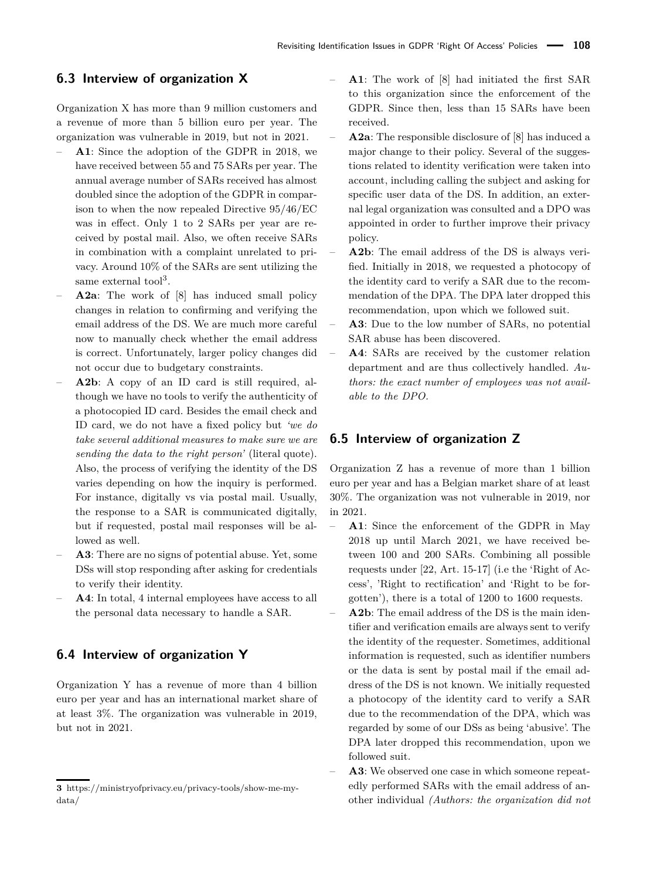## 6.3 Interview of organization X

Organization X has more than 9 million customers and a revenue of more than 5 billion euro per year. The organization was vulnerable in 2019, but not in 2021.

- **A1**: Since the adoption of the GDPR in 2018, we have received between 55 and 75 SARs per year. The annual average number of SARs received has almost doubled since the adoption of the GDPR in comparison to when the now repealed Directive 95/46/EC was in effect. Only 1 to 2 SARs per year are received by postal mail. Also, we often receive SARs in combination with a complaint unrelated to privacy. Around 10% of the SARs are sent utilizing the same external tool[3].
- **A2a**: The work of [8] has induced small policy changes in relation to confirming and verifying the email address of the DS. We are much more careful now to manually check whether the email address is correct. Unfortunately, larger policy changes did not occur due to budgetary constraints.
- **A2b**: A copy of an ID card is still required, although we have no tools to verify the authenticity of a photocopied ID card. Besides the email check and ID card, we do not have a fixed policy but *'we do take several additional measures to make sure we are sending the data to the right person'* (literal quote). Also, the process of verifying the identity of the DS varies depending on how the inquiry is performed. For instance, digitally vs via postal mail. Usually, the response to a SAR is communicated digitally, but if requested, postal mail responses will be allowed as well.
- **A3**: There are no signs of potential abuse. Yet, some DSs will stop responding after asking for credentials to verify their identity.
- **A4**: In total, 4 internal employees have access to all the personal data necessary to handle a SAR.

## 6.4 Interview of organization Y

Organization Y has a revenue of more than 4 billion euro per year and has an international market share of at least 3%. The organization was vulnerable in 2019, but not in 2021.

- **A1**: The work of [8] had initiated the first SAR to this organization since the enforcement of the GDPR. Since then, less than 15 SARs have been received.
- **A2a**: The responsible disclosure of [8] has induced a major change to their policy. Several of the suggestions related to identity verification were taken into account, including calling the subject and asking for specific user data of the DS. In addition, an external legal organization was consulted and a DPO was appointed in order to further improve their privacy policy.
- **A2b**: The email address of the DS is always verified. Initially in 2018, we requested a photocopy of the identity card to verify a SAR due to the recommendation of the DPA. The DPA later dropped this recommendation, upon which we followed suit.
- **A3**: Due to the low number of SARs, no potential SAR abuse has been discovered.
- **A4**: SARs are received by the customer relation department and are thus collectively handled. *Authors: the exact number of employees was not available to the DPO.*

## 6.5 Interview of organization Z

Organization Z has a revenue of more than 1 billion euro per year and has a Belgian market share of at least 30%. The organization was not vulnerable in 2019, nor in 2021.

- **A1**: Since the enforcement of the GDPR in May 2018 up until March 2021, we have received between 100 and 200 SARs. Combining all possible requests under [22, Art. 15-17] (i.e the 'Right of Access', 'Right to rectification' and 'Right to be forgotten'), there is a total of 1200 to 1600 requests.
- **A2b**: The email address of the DS is the main identifier and verification emails are always sent to verify the identity of the requester. Sometimes, additional information is requested, such as identifier numbers or the data is sent by postal mail if the email address of the DS is not known. We initially requested a photocopy of the identity card to verify a SAR due to the recommendation of the DPA, which was regarded by some of our DSs as being 'abusive'. The DPA later dropped this recommendation, upon we followed suit.
- **A3**: We observed one case in which someone repeatedly performed SARs with the email address of another individual *(Authors: the organization did not*

[3] https://ministryofprivacy.eu/privacy-tools/show-me-my-data/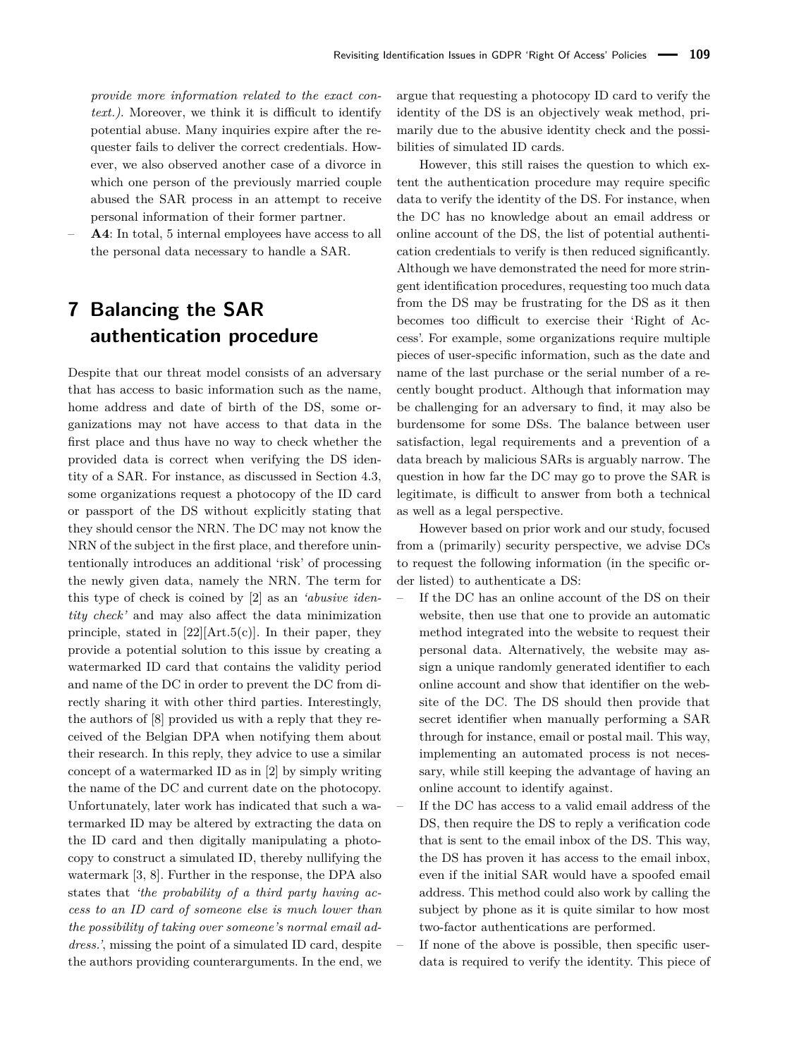*provide more information related to the exact context.).* Moreover, we think it is difficult to identify potential abuse. Many inquiries expire after the requester fails to deliver the correct credentials. However, we also observed another case of a divorce in which one person of the previously married couple abused the SAR process in an attempt to receive personal information of their former partner.

– **A4**: In total, 5 internal employees have access to all the personal data necessary to handle a SAR.

# 7 Balancing the SAR authentication procedure

Despite that our threat model consists of an adversary that has access to basic information such as the name, home address and date of birth of the DS, some organizations may not have access to that data in the first place and thus have no way to check whether the provided data is correct when verifying the DS identity of a SAR. For instance, as discussed in Section 4.3, some organizations request a photocopy of the ID card or passport of the DS without explicitly stating that they should censor the NRN. The DC may not know the NRN of the subject in the first place, and therefore unintentionally introduces an additional 'risk' of processing the newly given data, namely the NRN. The term for this type of check is coined by [2] as an *'abusive identity check'* and may also affect the data minimization principle, stated in [22][Art.5(c)]. In their paper, they provide a potential solution to this issue by creating a watermarked ID card that contains the validity period and name of the DC in order to prevent the DC from directly sharing it with other third parties. Interestingly, the authors of [8] provided us with a reply that they received of the Belgian DPA when notifying them about their research. In this reply, they advice to use a similar concept of a watermarked ID as in [2] by simply writing the name of the DC and current date on the photocopy. Unfortunately, later work has indicated that such a watermarked ID may be altered by extracting the data on the ID card and then digitally manipulating a photocopy to construct a simulated ID, thereby nullifying the watermark [3, 8]. Further in the response, the DPA also states that *'the probability of a third party having access to an ID card of someone else is much lower than the possibility of taking over someone's normal email address.'*, missing the point of a simulated ID card, despite the authors providing counterarguments. In the end, we argue that requesting a photocopy ID card to verify the identity of the DS is an objectively weak method, primarily due to the abusive identity check and the possibilities of simulated ID cards.

However, this still raises the question to which extent the authentication procedure may require specific data to verify the identity of the DS. For instance, when the DC has no knowledge about an email address or online account of the DS, the list of potential authentication credentials to verify is then reduced significantly. Although we have demonstrated the need for more stringent identification procedures, requesting too much data from the DS may be frustrating for the DS as it then becomes too difficult to exercise their 'Right of Access'. For example, some organizations require multiple pieces of user-specific information, such as the date and name of the last purchase or the serial number of a recently bought product. Although that information may be challenging for an adversary to find, it may also be burdensome for some DSs. The balance between user satisfaction, legal requirements and a prevention of a data breach by malicious SARs is arguably narrow. The question in how far the DC may go to prove the SAR is legitimate, is difficult to answer from both a technical as well as a legal perspective.

However based on prior work and our study, focused from a (primarily) security perspective, we advise DCs to request the following information (in the specific order listed) to authenticate a DS:

– If the DC has an online account of the DS on their website, then use that one to provide an automatic method integrated into the website to request their personal data. Alternatively, the website may assign a unique randomly generated identifier to each online account and show that identifier on the website of the DC. The DS should then provide that secret identifier when manually performing a SAR through for instance, email or postal mail. This way, implementing an automated process is not necessary, while still keeping the advantage of having an online account to identify against.
– If the DC has access to a valid email address of the DS, then require the DS to reply a verification code that is sent to the email inbox of the DS. This way, the DS has proven it has access to the email inbox, even if the initial SAR would have a spoofed email address. This method could also work by calling the subject by phone as it is quite similar to how most two-factor authentications are performed.
– If none of the above is possible, then specific user-data is required to verify the identity. This piece of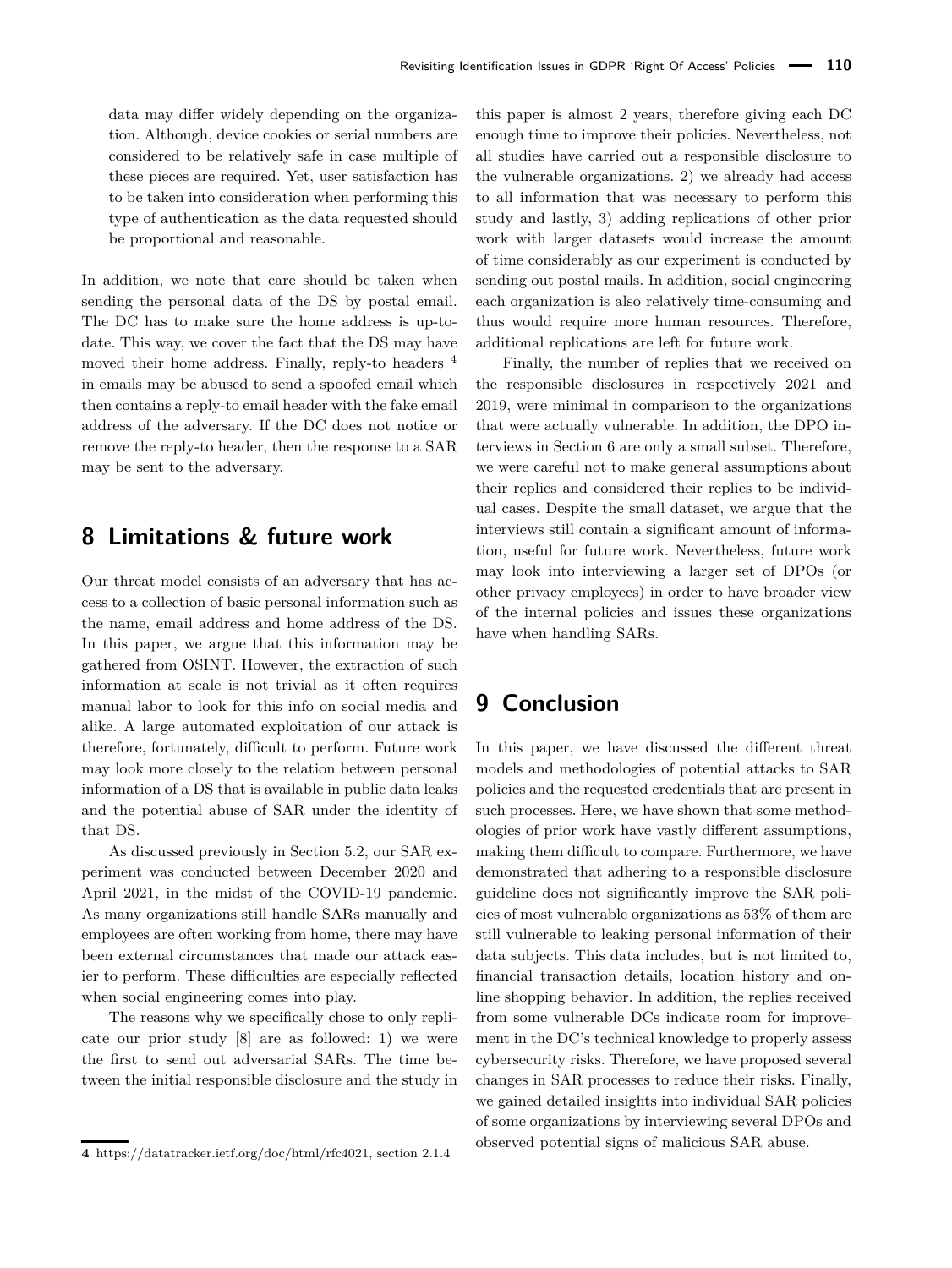data may differ widely depending on the organization. Although, device cookies or serial numbers are considered to be relatively safe in case multiple of these pieces are required. Yet, user satisfaction has to be taken into consideration when performing this type of authentication as the data requested should be proportional and reasonable.

In addition, we note that care should be taken when sending the personal data of the DS by postal email. The DC has to make sure the home address is up-to-date. This way, we cover the fact that the DS may have moved their home address. Finally, reply-to headers [4] in emails may be abused to send a spoofed email which then contains a reply-to email header with the fake email address of the adversary. If the DC does not notice or remove the reply-to header, then the response to a SAR may be sent to the adversary.

## 8 Limitations & future work

Our threat model consists of an adversary that has access to a collection of basic personal information such as the name, email address and home address of the DS. In this paper, we argue that this information may be gathered from OSINT. However, the extraction of such information at scale is not trivial as it often requires manual labor to look for this info on social media and alike. A large automated exploitation of our attack is therefore, fortunately, difficult to perform. Future work may look more closely to the relation between personal information of a DS that is available in public data leaks and the potential abuse of SAR under the identity of that DS.

As discussed previously in Section 5.2, our SAR experiment was conducted between December 2020 and April 2021, in the midst of the COVID-19 pandemic. As many organizations still handle SARs manually and employees are often working from home, there may have been external circumstances that made our attack easier to perform. These difficulties are especially reflected when social engineering comes into play.

The reasons why we specifically chose to only replicate our prior study [8] are as followed: 1) we were the first to send out adversarial SARs. The time between the initial responsible disclosure and the study in this paper is almost 2 years, therefore giving each DC enough time to improve their policies. Nevertheless, not all studies have carried out a responsible disclosure to the vulnerable organizations. 2) we already had access to all information that was necessary to perform this study and lastly, 3) adding replications of other prior work with larger datasets would increase the amount of time considerably as our experiment is conducted by sending out postal mails. In addition, social engineering each organization is also relatively time-consuming and thus would require more human resources. Therefore, additional replications are left for future work.

Finally, the number of replies that we received on the responsible disclosures in respectively 2021 and 2019, were minimal in comparison to the organizations that were actually vulnerable. In addition, the DPO interviews in Section 6 are only a small subset. Therefore, we were careful not to make general assumptions about their replies and considered their replies to be individual cases. Despite the small dataset, we argue that the interviews still contain a significant amount of information, useful for future work. Nevertheless, future work may look into interviewing a larger set of DPOs (or other privacy employees) in order to have broader view of the internal policies and issues these organizations have when handling SARs.

## 9 Conclusion

In this paper, we have discussed the different threat models and methodologies of potential attacks to SAR policies and the requested credentials that are present in such processes. Here, we have shown that some methodologies of prior work have vastly different assumptions, making them difficult to compare. Furthermore, we have demonstrated that adhering to a responsible disclosure guideline does not significantly improve the SAR policies of most vulnerable organizations as 53% of them are still vulnerable to leaking personal information of their data subjects. This data includes, but is not limited to, financial transaction details, location history and online shopping behavior. In addition, the replies received from some vulnerable DCs indicate room for improvement in the DC's technical knowledge to properly assess cybersecurity risks. Therefore, we have proposed several changes in SAR processes to reduce their risks. Finally, we gained detailed insights into individual SAR policies of some organizations by interviewing several DPOs and observed potential signs of malicious SAR abuse.

4 https://datatracker.ietf.org/doc/html/rfc4021, section 2.1.4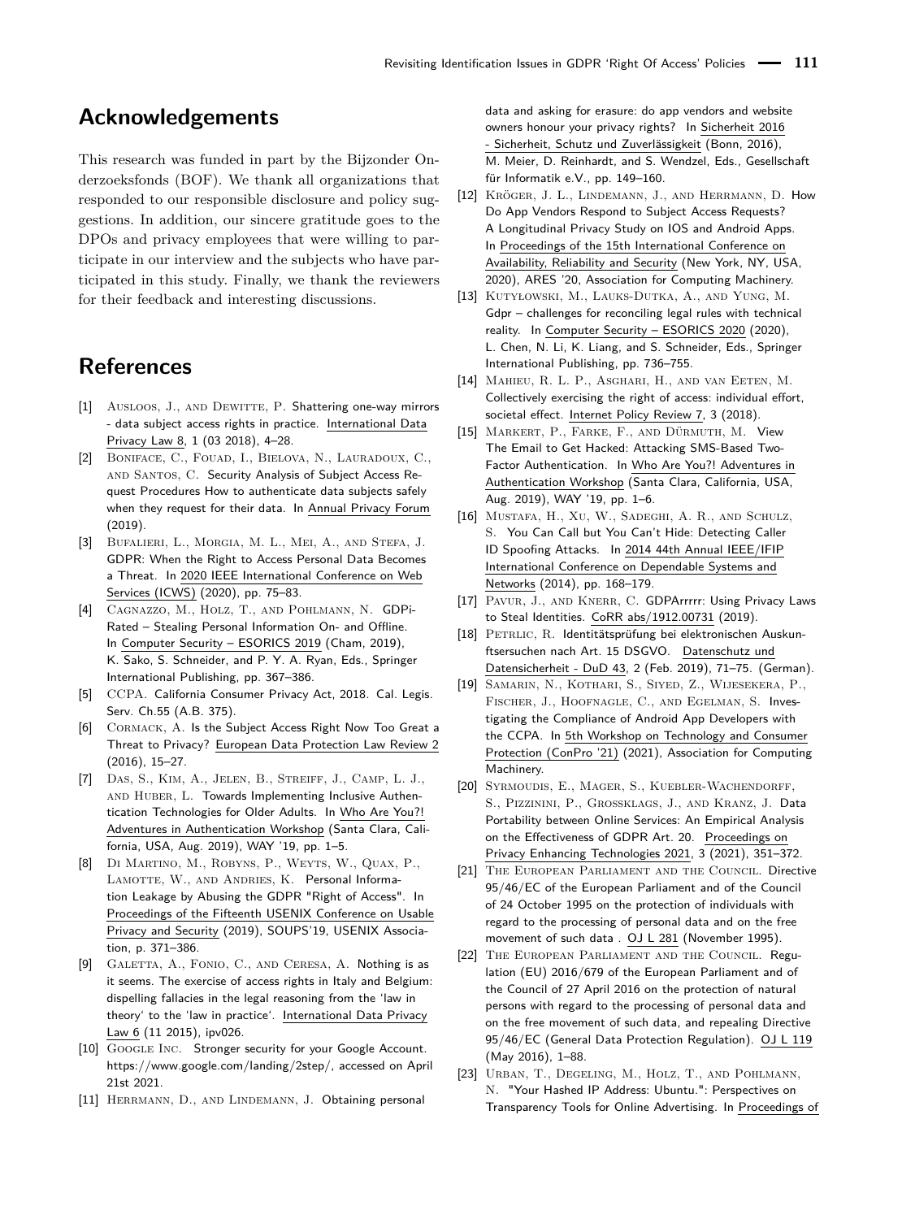## Acknowledgements

This research was funded in part by the Bijzonder Onderzoeksfonds (BOF). We thank all organizations that responded to our responsible disclosure and policy suggestions. In addition, our sincere gratitude goes to the DPOs and privacy employees that were willing to participate in our interview and the subjects who have participated in this study. Finally, we thank the reviewers for their feedback and interesting discussions.

## References

[1] Ausloos, J., and Dewitte, P. Shattering one-way mirrors - data subject access rights in practice. International Data Privacy Law 8, 1 (03 2018), 4–28.

[2] Boniface, C., Fouad, I., Bielova, N., Lauradoux, C., and Santos, C. Security Analysis of Subject Access Request Procedures How to authenticate data subjects safely when they request for their data. In Annual Privacy Forum (2019).

[3] Bufalieri, L., Morgia, M. L., Mei, A., and Stefa, J. GDPR: When the Right to Access Personal Data Becomes a Threat. In 2020 IEEE International Conference on Web Services (ICWS) (2020), pp. 75–83.

[4] Cagnazzo, M., Holz, T., and Pohlmann, N. GDPiRated – Stealing Personal Information On- and Offline. In Computer Security – ESORICS 2019 (Cham, 2019), K. Sako, S. Schneider, and P. Y. A. Ryan, Eds., Springer International Publishing, pp. 367–386.

[5] CCPA. California Consumer Privacy Act, 2018. Cal. Legis. Serv. Ch.55 (A.B. 375).

[6] Cormack, A. Is the Subject Access Right Now Too Great a Threat to Privacy? European Data Protection Law Review 2 (2016), 15–27.

[7] Das, S., Kim, A., Jelen, B., Streiff, J., Camp, L. J., and Huber, L. Towards Implementing Inclusive Authentication Technologies for Older Adults. In Who Are You?! Adventures in Authentication Workshop (Santa Clara, California, USA, Aug. 2019), WAY '19, pp. 1–5.

[8] Di Martino, M., Robyns, P., Weyts, W., Quax, P., Lamotte, W., and Andries, K. Personal Information Leakage by Abusing the GDPR "Right of Access". In Proceedings of the Fifteenth USENIX Conference on Usable Privacy and Security (2019), SOUPS'19, USENIX Association, p. 371–386.

[9] Galetta, A., Fonio, C., and Ceresa, A. Nothing is as it seems. The exercise of access rights in Italy and Belgium: dispelling fallacies in the legal reasoning from the 'law in theory' to the 'law in practice'. International Data Privacy Law 6 (11 2015), ipv026.

[10] Google Inc. Stronger security for your Google Account. https://www.google.com/landing/2step/, accessed on April 21st 2021.

[11] Herrmann, D., and Lindemann, J. Obtaining personal data and asking for erasure: do app vendors and website owners honour your privacy rights? In Sicherheit 2016 - Sicherheit, Schutz und Zuverlässigkeit (Bonn, 2016), M. Meier, D. Reinhardt, and S. Wendzel, Eds., Gesellschaft für Informatik e.V., pp. 149–160.

[12] Kröger, J. L., Lindemann, J., and Herrmann, D. How Do App Vendors Respond to Subject Access Requests? A Longitudinal Privacy Study on IOS and Android Apps. In Proceedings of the 15th International Conference on Availability, Reliability and Security (New York, NY, USA, 2020), ARES '20, Association for Computing Machinery.

[13] Kutyłowski, M., Lauks-Dutka, A., and Yung, M. Gdpr – challenges for reconciling legal rules with technical reality. In Computer Security – ESORICS 2020 (2020), L. Chen, N. Li, K. Liang, and S. Schneider, Eds., Springer International Publishing, pp. 736–755.

[14] Mahieu, R. L. P., Asghari, H., and van Eeten, M. Collectively exercising the right of access: individual effort, societal effect. Internet Policy Review 7, 3 (2018).

[15] Markert, P., Farke, F., and Dürmuth, M. View The Email to Get Hacked: Attacking SMS-Based Two-Factor Authentication. In Who Are You?! Adventures in Authentication Workshop (Santa Clara, California, USA, Aug. 2019), WAY '19, pp. 1–6.

[16] Mustafa, H., Xu, W., Sadeghi, A. R., and Schulz, S. You Can Call but You Can't Hide: Detecting Caller ID Spoofing Attacks. In 2014 44th Annual IEEE/IFIP International Conference on Dependable Systems and Networks (2014), pp. 168–179.

[17] Pavur, J., and Knerr, C. GDPArrrrr: Using Privacy Laws to Steal Identities. CoRR abs/1912.00731 (2019).

[18] Petrlic, R. Identitätsprüfung bei elektronischen Auskunftsersuchen nach Art. 15 DSGVO. Datenschutz und Datensicherheit - DuD 43, 2 (Feb. 2019), 71–75. (German).

[19] Samarin, N., Kothari, S., Siyed, Z., Wijesekera, P., Fischer, J., Hoofnagle, C., and Egelman, S. Investigating the Compliance of Android App Developers with the CCPA. In 5th Workshop on Technology and Consumer Protection (ConPro '21) (2021), Association for Computing Machinery.

[20] Syrmoudis, E., Mager, S., Kuebler-Wachendorff, S., Pizzinini, P., Grossklags, J., and Kranz, J. Data Portability between Online Services: An Empirical Analysis on the Effectiveness of GDPR Art. 20. Proceedings on Privacy Enhancing Technologies 2021, 3 (2021), 351–372.

[21] The European Parliament and the Council. Directive 95/46/EC of the European Parliament and of the Council of 24 October 1995 on the protection of individuals with regard to the processing of personal data and on the free movement of such data . OJ L 281 (November 1995).

[22] The European Parliament and the Council. Regulation (EU) 2016/679 of the European Parliament and of the Council of 27 April 2016 on the protection of natural persons with regard to the processing of personal data and on the free movement of such data, and repealing Directive 95/46/EC (General Data Protection Regulation). OJ L 119 (May 2016), 1–88.

[23] Urban, T., Degeling, M., Holz, T., and Pohlmann, N. "Your Hashed IP Address: Ubuntu.": Perspectives on Transparency Tools for Online Advertising. In Proceedings of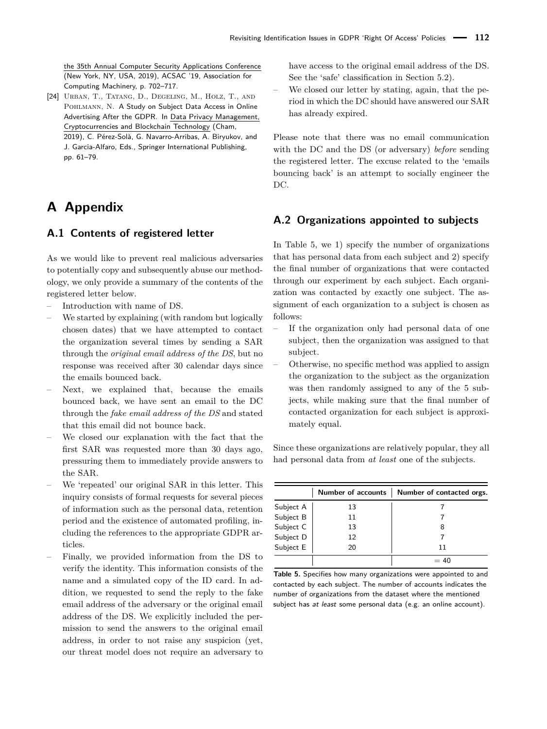the 35th Annual Computer Security Applications Conference (New York, NY, USA, 2019), ACSAC '19, Association for Computing Machinery, p. 702–717.

[24] Urban, T., Tatang, D., Degeling, M., Holz, T., and Pohlmann, N. A Study on Subject Data Access in Online Advertising After the GDPR. In Data Privacy Management, Cryptocurrencies and Blockchain Technology (Cham, 2019), C. Pérez-Solà, G. Navarro-Arribas, A. Biryukov, and J. Garcia-Alfaro, Eds., Springer International Publishing, pp. 61–79.

# A Appendix

## A.1 Contents of registered letter

As we would like to prevent real malicious adversaries to potentially copy and subsequently abuse our methodology, we only provide a summary of the contents of the registered letter below.

- Introduction with name of DS.
- We started by explaining (with random but logically chosen dates) that we have attempted to contact the organization several times by sending a SAR through the *original email address of the DS*, but no response was received after 30 calendar days since the emails bounced back.
- Next, we explained that, because the emails bounced back, we have sent an email to the DC through the *fake email address of the DS* and stated that this email did not bounce back.
- We closed our explanation with the fact that the first SAR was requested more than 30 days ago, pressuring them to immediately provide answers to the SAR.
- We 'repeated' our original SAR in this letter. This inquiry consists of formal requests for several pieces of information such as the personal data, retention period and the existence of automated profiling, including the references to the appropriate GDPR articles.
- Finally, we provided information from the DS to verify the identity. This information consists of the name and a simulated copy of the ID card. In addition, we requested to send the reply to the fake email address of the adversary or the original email address of the DS. We explicitly included the permission to send the answers to the original email address, in order to not raise any suspicion (yet, our threat model does not require an adversary to have access to the original email address of the DS. See the 'safe' classification in Section 5.2).
- We closed our letter by stating, again, that the period in which the DC should have answered our SAR has already expired.

Please note that there was no email communication with the DC and the DS (or adversary) *before* sending the registered letter. The excuse related to the 'emails bouncing back' is an attempt to socially engineer the DC.

## A.2 Organizations appointed to subjects

In Table 5, we 1) specify the number of organizations that has personal data from each subject and 2) specify the final number of organizations that were contacted through our experiment by each subject. Each organization was contacted by exactly one subject. The assignment of each organization to a subject is chosen as follows:

- If the organization only had personal data of one subject, then the organization was assigned to that subject.
- Otherwise, no specific method was applied to assign the organization to the subject as the organization was then randomly assigned to any of the 5 subjects, while making sure that the final number of contacted organization for each subject is approximately equal.

Since these organizations are relatively popular, they all had personal data from *at least* one of the subjects.

| | Number of accounts | Number of contacted orgs. |
|---|---|---|
| Subject A | 13 | 7 |
| Subject B | 11 | 7 |
| Subject C | 13 | 8 |
| Subject D | 12 | 7 |
| Subject E | 20 | 11 |
| | | = 40 |

**Table 5.** Specifies how many organizations were appointed to and contacted by each subject. The number of accounts indicates the number of organizations from the dataset where the mentioned subject has *at least* some personal data (e.g. an online account).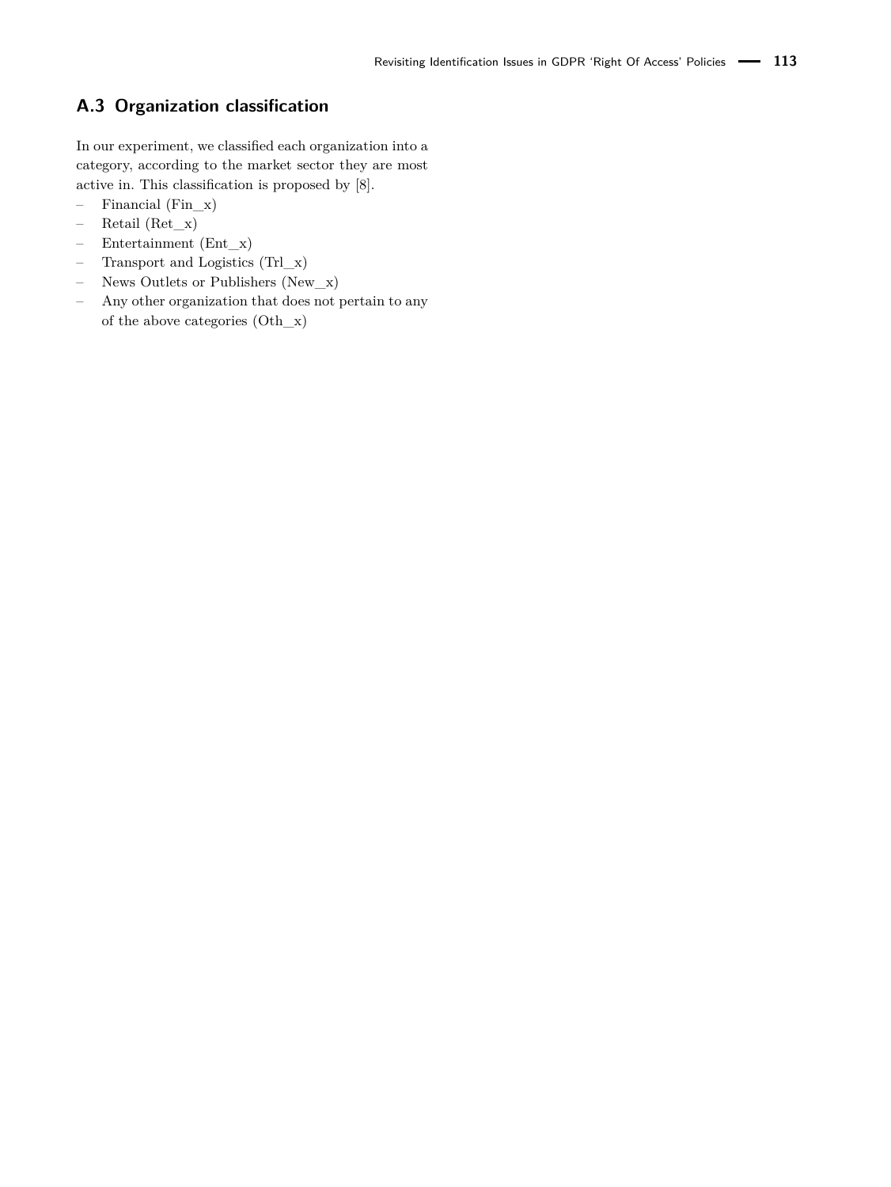## A.3 Organization classification

In our experiment, we classified each organization into a category, according to the market sector they are most active in. This classification is proposed by [8].

- Financial (Fin_x)
- Retail (Ret_x)
- Entertainment (Ent_x)
- Transport and Logistics (Trl_x)
- News Outlets or Publishers (New_x)
- Any other organization that does not pertain to any of the above categories (Oth_x)